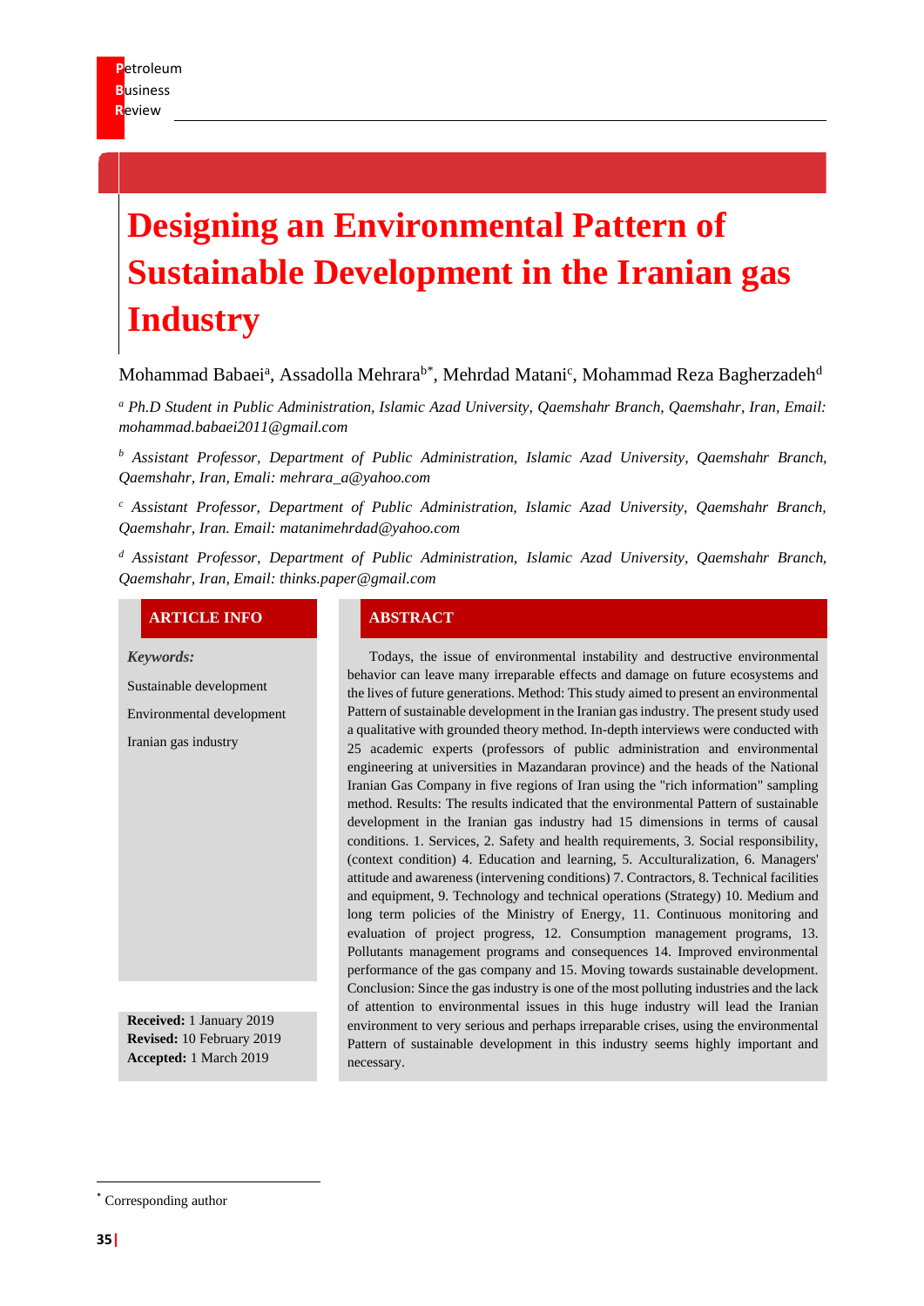# Designing an Environmental Pattern of Sustainable Development in the Iranian gas Industry

Mohammad Babaei[a], Assadolla Mehrara[b*], Mehrdad Matani[c], Mohammad Reza Bagherzadeh[d]

[a] *Ph.D Student in Public Administration, Islamic Azad University, Qaemshahr Branch, Qaemshahr, Iran, Email: mohammad.babaei2011@gmail.com*

[b] *Assistant Professor, Department of Public Administration, Islamic Azad University, Qaemshahr Branch, Qaemshahr, Iran, Emali: mehrara_a@yahoo.com*

[c] *Assistant Professor, Department of Public Administration, Islamic Azad University, Qaemshahr Branch, Qaemshahr, Iran. Email: matanimehrdad@yahoo.com*

[d] *Assistant Professor, Department of Public Administration, Islamic Azad University, Qaemshahr Branch, Qaemshahr, Iran, Email: thinks.paper@gmail.com*

## ARTICLE INFO

***Keywords:***

Sustainable development

Environmental development

Iranian gas industry

**Received:** 1 January 2019
**Revised:** 10 February 2019
**Accepted:** 1 March 2019

## ABSTRACT

Todays, the issue of environmental instability and destructive environmental behavior can leave many irreparable effects and damage on future ecosystems and the lives of future generations. Method: This study aimed to present an environmental Pattern of sustainable development in the Iranian gas industry. The present study used a qualitative with grounded theory method. In-depth interviews were conducted with 25 academic experts (professors of public administration and environmental engineering at universities in Mazandaran province) and the heads of the National Iranian Gas Company in five regions of Iran using the "rich information" sampling method. Results: The results indicated that the environmental Pattern of sustainable development in the Iranian gas industry had 15 dimensions in terms of causal conditions. 1. Services, 2. Safety and health requirements, 3. Social responsibility, (context condition) 4. Education and learning, 5. Acculturalization, 6. Managers' attitude and awareness (intervening conditions) 7. Contractors, 8. Technical facilities and equipment, 9. Technology and technical operations (Strategy) 10. Medium and long term policies of the Ministry of Energy, 11. Continuous monitoring and evaluation of project progress, 12. Consumption management programs, 13. Pollutants management programs and consequences 14. Improved environmental performance of the gas company and 15. Moving towards sustainable development. Conclusion: Since the gas industry is one of the most polluting industries and the lack of attention to environmental issues in this huge industry will lead the Iranian environment to very serious and perhaps irreparable crises, using the environmental Pattern of sustainable development in this industry seems highly important and necessary.

[*] Corresponding author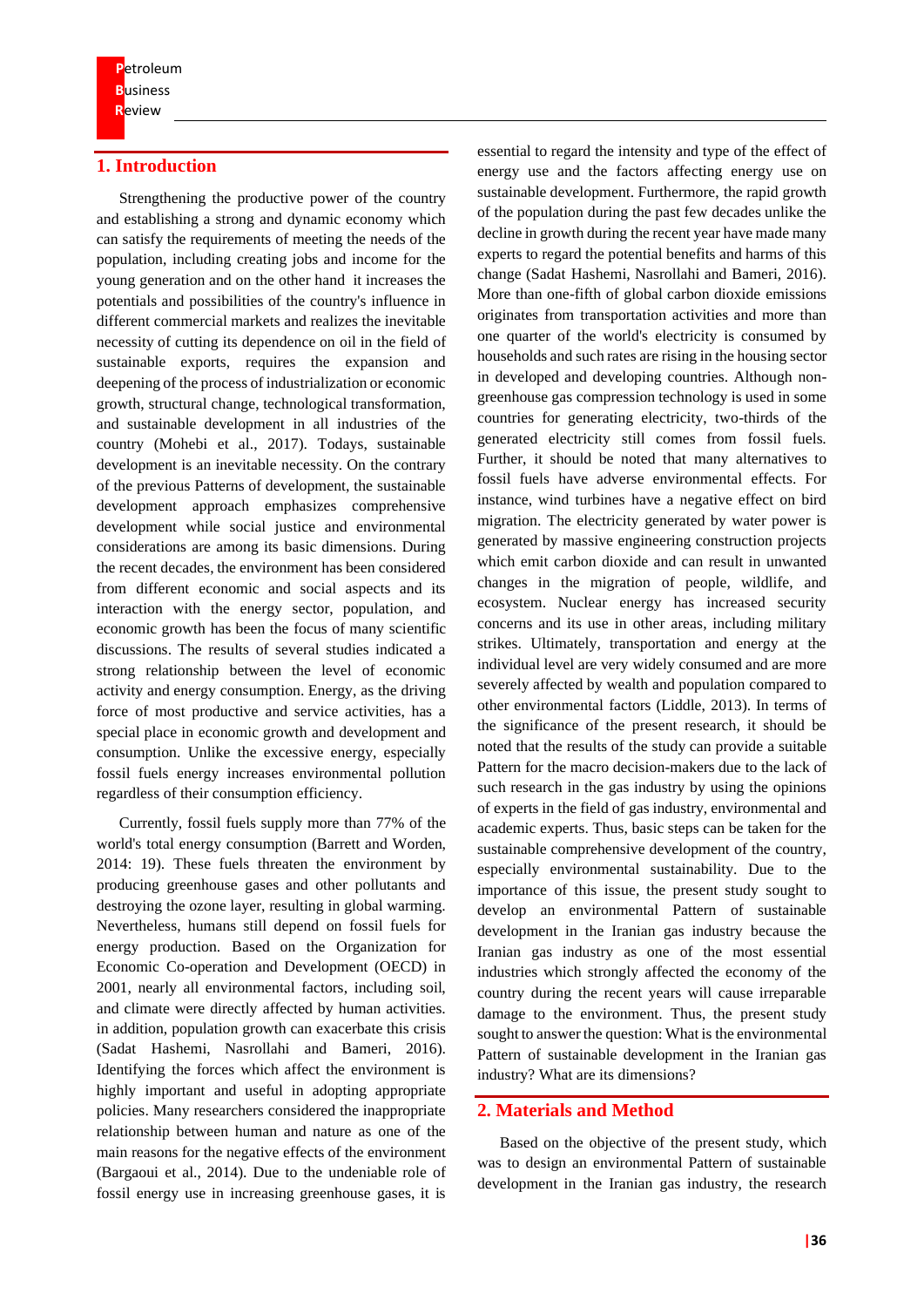## 1. Introduction

Strengthening the productive power of the country and establishing a strong and dynamic economy which can satisfy the requirements of meeting the needs of the population, including creating jobs and income for the young generation and on the other hand it increases the potentials and possibilities of the country's influence in different commercial markets and realizes the inevitable necessity of cutting its dependence on oil in the field of sustainable exports, requires the expansion and deepening of the process of industrialization or economic growth, structural change, technological transformation, and sustainable development in all industries of the country (Mohebi et al., 2017). Todays, sustainable development is an inevitable necessity. On the contrary of the previous Patterns of development, the sustainable development approach emphasizes comprehensive development while social justice and environmental considerations are among its basic dimensions. During the recent decades, the environment has been considered from different economic and social aspects and its interaction with the energy sector, population, and economic growth has been the focus of many scientific discussions. The results of several studies indicated a strong relationship between the level of economic activity and energy consumption. Energy, as the driving force of most productive and service activities, has a special place in economic growth and development and consumption. Unlike the excessive energy, especially fossil fuels energy increases environmental pollution regardless of their consumption efficiency.

Currently, fossil fuels supply more than 77% of the world's total energy consumption (Barrett and Worden, 2014: 19). These fuels threaten the environment by producing greenhouse gases and other pollutants and destroying the ozone layer, resulting in global warming. Nevertheless, humans still depend on fossil fuels for energy production. Based on the Organization for Economic Co-operation and Development (OECD) in 2001, nearly all environmental factors, including soil, and climate were directly affected by human activities. in addition, population growth can exacerbate this crisis (Sadat Hashemi, Nasrollahi and Bameri, 2016). Identifying the forces which affect the environment is highly important and useful in adopting appropriate policies. Many researchers considered the inappropriate relationship between human and nature as one of the main reasons for the negative effects of the environment (Bargaoui et al., 2014). Due to the undeniable role of fossil energy use in increasing greenhouse gases, it is essential to regard the intensity and type of the effect of energy use and the factors affecting energy use on sustainable development. Furthermore, the rapid growth of the population during the past few decades unlike the decline in growth during the recent year have made many experts to regard the potential benefits and harms of this change (Sadat Hashemi, Nasrollahi and Bameri, 2016). More than one-fifth of global carbon dioxide emissions originates from transportation activities and more than one quarter of the world's electricity is consumed by households and such rates are rising in the housing sector in developed and developing countries. Although non-greenhouse gas compression technology is used in some countries for generating electricity, two-thirds of the generated electricity still comes from fossil fuels. Further, it should be noted that many alternatives to fossil fuels have adverse environmental effects. For instance, wind turbines have a negative effect on bird migration. The electricity generated by water power is generated by massive engineering construction projects which emit carbon dioxide and can result in unwanted changes in the migration of people, wildlife, and ecosystem. Nuclear energy has increased security concerns and its use in other areas, including military strikes. Ultimately, transportation and energy at the individual level are very widely consumed and are more severely affected by wealth and population compared to other environmental factors (Liddle, 2013). In terms of the significance of the present research, it should be noted that the results of the study can provide a suitable Pattern for the macro decision-makers due to the lack of such research in the gas industry by using the opinions of experts in the field of gas industry, environmental and academic experts. Thus, basic steps can be taken for the sustainable comprehensive development of the country, especially environmental sustainability. Due to the importance of this issue, the present study sought to develop an environmental Pattern of sustainable development in the Iranian gas industry because the Iranian gas industry as one of the most essential industries which strongly affected the economy of the country during the recent years will cause irreparable damage to the environment. Thus, the present study sought to answer the question: What is the environmental Pattern of sustainable development in the Iranian gas industry? What are its dimensions?

## 2. Materials and Method

Based on the objective of the present study, which was to design an environmental Pattern of sustainable development in the Iranian gas industry, the research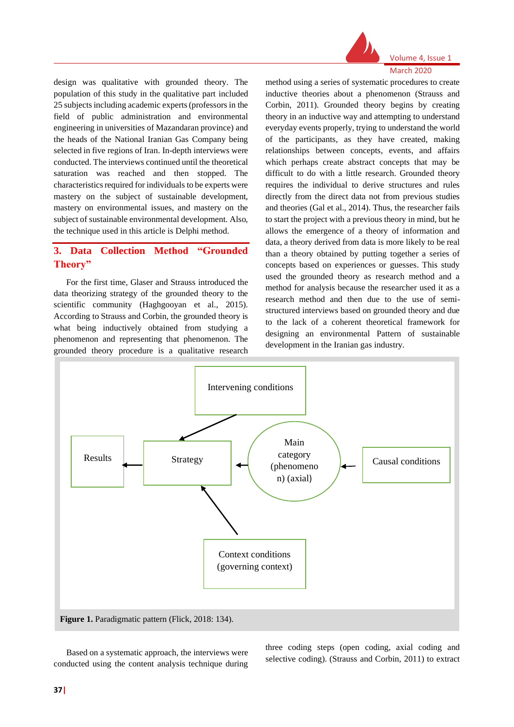design was qualitative with grounded theory. The population of this study in the qualitative part included 25 subjects including academic experts (professors in the field of public administration and environmental engineering in universities of Mazandaran province) and the heads of the National Iranian Gas Company being selected in five regions of Iran. In-depth interviews were conducted. The interviews continued until the theoretical saturation was reached and then stopped. The characteristics required for individuals to be experts were mastery on the subject of sustainable development, mastery on environmental issues, and mastery on the subject of sustainable environmental development. Also, the technique used in this article is Delphi method.

## 3. Data Collection Method "Grounded Theory"

For the first time, Glaser and Strauss introduced the data theorizing strategy of the grounded theory to the scientific community (Haghgooyan et al., 2015). According to Strauss and Corbin, the grounded theory is what being inductively obtained from studying a phenomenon and representing that phenomenon. The grounded theory procedure is a qualitative research method using a series of systematic procedures to create inductive theories about a phenomenon (Strauss and Corbin, 2011). Grounded theory begins by creating theory in an inductive way and attempting to understand everyday events properly, trying to understand the world of the participants, as they have created, making relationships between concepts, events, and affairs which perhaps create abstract concepts that may be difficult to do with a little research. Grounded theory requires the individual to derive structures and rules directly from the direct data not from previous studies and theories (Gal et al., 2014). Thus, the researcher fails to start the project with a previous theory in mind, but he allows the emergence of a theory of information and data, a theory derived from data is more likely to be real than a theory obtained by putting together a series of concepts based on experiences or guesses. This study used the grounded theory as research method and a method for analysis because the researcher used it as a research method and then due to the use of semi-structured interviews based on grounded theory and due to the lack of a coherent theoretical framework for designing an environmental Pattern of sustainable development in the Iranian gas industry.

Intervening conditions

Results ← Strategy ← Main category (phenomenon) (axial) ← Causal conditions

Context conditions (governing context)

**Figure 1.** Paradigmatic pattern (Flick, 2018: 134).

Based on a systematic approach, the interviews were conducted using the content analysis technique during three coding steps (open coding, axial coding and selective coding). (Strauss and Corbin, 2011) to extract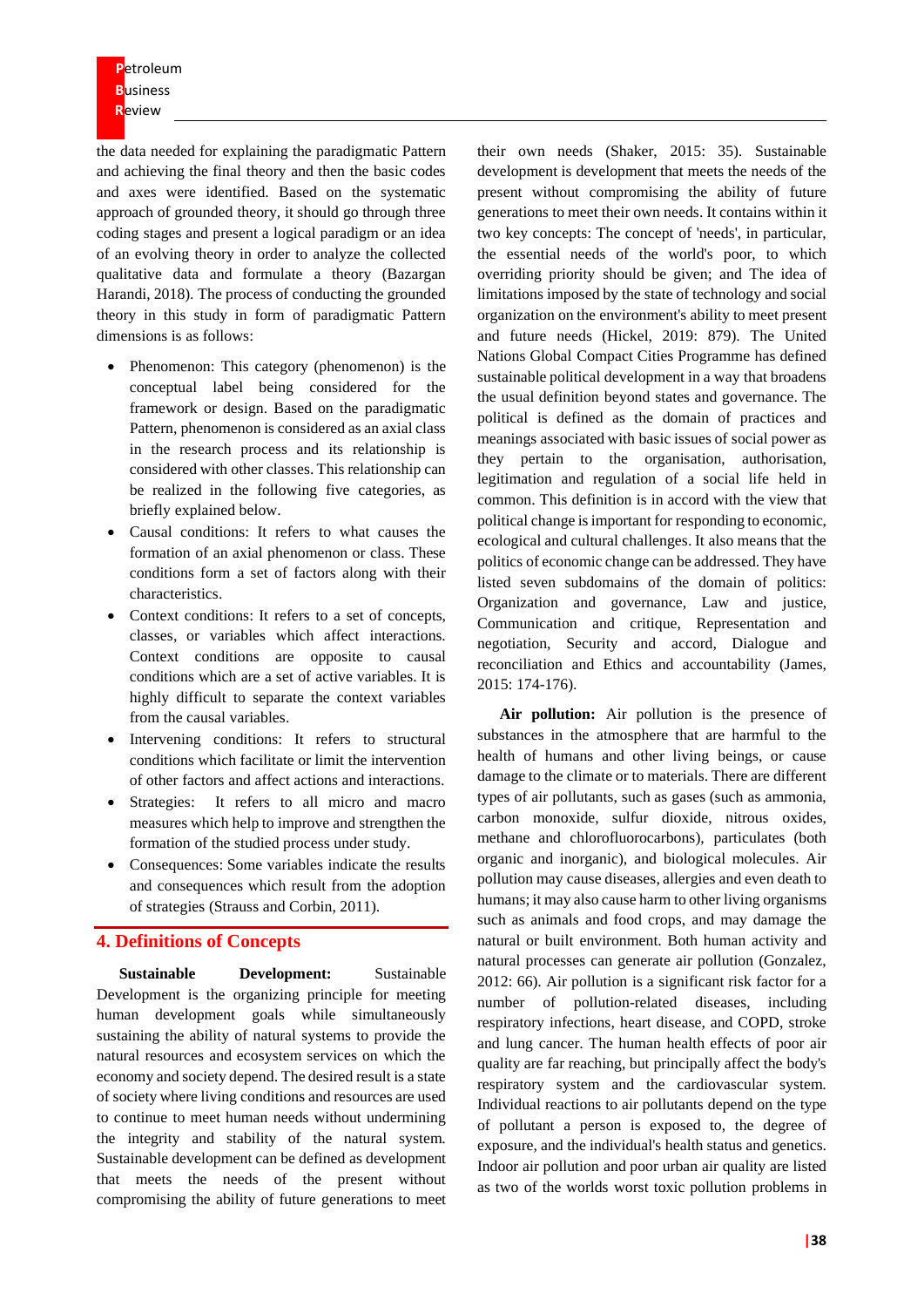the data needed for explaining the paradigmatic Pattern and achieving the final theory and then the basic codes and axes were identified. Based on the systematic approach of grounded theory, it should go through three coding stages and present a logical paradigm or an idea of an evolving theory in order to analyze the collected qualitative data and formulate a theory (Bazargan Harandi, 2018). The process of conducting the grounded theory in this study in form of paradigmatic Pattern dimensions is as follows:

- Phenomenon: This category (phenomenon) is the conceptual label being considered for the framework or design. Based on the paradigmatic Pattern, phenomenon is considered as an axial class in the research process and its relationship is considered with other classes. This relationship can be realized in the following five categories, as briefly explained below.
- Causal conditions: It refers to what causes the formation of an axial phenomenon or class. These conditions form a set of factors along with their characteristics.
- Context conditions: It refers to a set of concepts, classes, or variables which affect interactions. Context conditions are opposite to causal conditions which are a set of active variables. It is highly difficult to separate the context variables from the causal variables.
- Intervening conditions: It refers to structural conditions which facilitate or limit the intervention of other factors and affect actions and interactions.
- Strategies: It refers to all micro and macro measures which help to improve and strengthen the formation of the studied process under study.
- Consequences: Some variables indicate the results and consequences which result from the adoption of strategies (Strauss and Corbin, 2011).

## 4. Definitions of Concepts

**Sustainable Development:** Sustainable Development is the organizing principle for meeting human development goals while simultaneously sustaining the ability of natural systems to provide the natural resources and ecosystem services on which the economy and society depend. The desired result is a state of society where living conditions and resources are used to continue to meet human needs without undermining the integrity and stability of the natural system. Sustainable development can be defined as development that meets the needs of the present without compromising the ability of future generations to meet their own needs (Shaker, 2015: 35). Sustainable development is development that meets the needs of the present without compromising the ability of future generations to meet their own needs. It contains within it two key concepts: The concept of 'needs', in particular, the essential needs of the world's poor, to which overriding priority should be given; and The idea of limitations imposed by the state of technology and social organization on the environment's ability to meet present and future needs (Hickel, 2019: 879). The United Nations Global Compact Cities Programme has defined sustainable political development in a way that broadens the usual definition beyond states and governance. The political is defined as the domain of practices and meanings associated with basic issues of social power as they pertain to the organisation, authorisation, legitimation and regulation of a social life held in common. This definition is in accord with the view that political change is important for responding to economic, ecological and cultural challenges. It also means that the politics of economic change can be addressed. They have listed seven subdomains of the domain of politics: Organization and governance, Law and justice, Communication and critique, Representation and negotiation, Security and accord, Dialogue and reconciliation and Ethics and accountability (James, 2015: 174-176).

**Air pollution:** Air pollution is the presence of substances in the atmosphere that are harmful to the health of humans and other living beings, or cause damage to the climate or to materials. There are different types of air pollutants, such as gases (such as ammonia, carbon monoxide, sulfur dioxide, nitrous oxides, methane and chlorofluorocarbons), particulates (both organic and inorganic), and biological molecules. Air pollution may cause diseases, allergies and even death to humans; it may also cause harm to other living organisms such as animals and food crops, and may damage the natural or built environment. Both human activity and natural processes can generate air pollution (Gonzalez, 2012: 66). Air pollution is a significant risk factor for a number of pollution-related diseases, including respiratory infections, heart disease, and COPD, stroke and lung cancer. The human health effects of poor air quality are far reaching, but principally affect the body's respiratory system and the cardiovascular system. Individual reactions to air pollutants depend on the type of pollutant a person is exposed to, the degree of exposure, and the individual's health status and genetics. Indoor air pollution and poor urban air quality are listed as two of the worlds worst toxic pollution problems in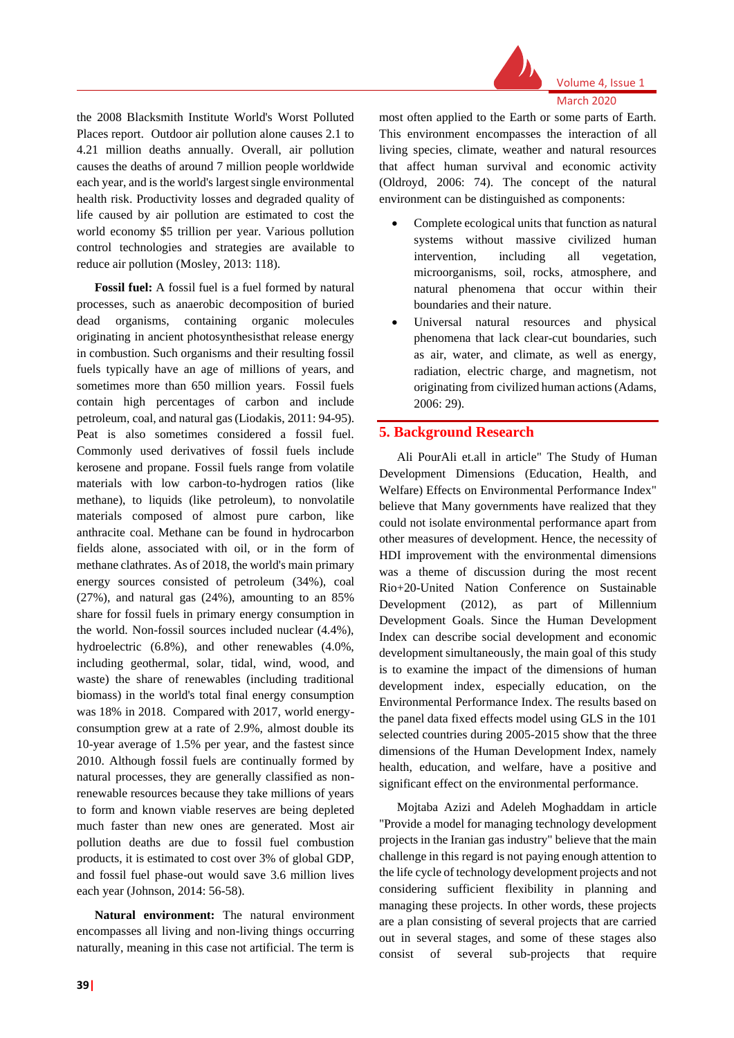the 2008 Blacksmith Institute World's Worst Polluted Places report. Outdoor air pollution alone causes 2.1 to 4.21 million deaths annually. Overall, air pollution causes the deaths of around 7 million people worldwide each year, and is the world's largest single environmental health risk. Productivity losses and degraded quality of life caused by air pollution are estimated to cost the world economy $5 trillion per year. Various pollution control technologies and strategies are available to reduce air pollution (Mosley, 2013: 118).

**Fossil fuel:** A fossil fuel is a fuel formed by natural processes, such as anaerobic decomposition of buried dead organisms, containing organic molecules originating in ancient photosynthesisthat release energy in combustion. Such organisms and their resulting fossil fuels typically have an age of millions of years, and sometimes more than 650 million years. Fossil fuels contain high percentages of carbon and include petroleum, coal, and natural gas (Liodakis, 2011: 94-95). Peat is also sometimes considered a fossil fuel. Commonly used derivatives of fossil fuels include kerosene and propane. Fossil fuels range from volatile materials with low carbon-to-hydrogen ratios (like methane), to liquids (like petroleum), to nonvolatile materials composed of almost pure carbon, like anthracite coal. Methane can be found in hydrocarbon fields alone, associated with oil, or in the form of methane clathrates. As of 2018, the world's main primary energy sources consisted of petroleum (34%), coal (27%), and natural gas (24%), amounting to an 85% share for fossil fuels in primary energy consumption in the world. Non-fossil sources included nuclear (4.4%), hydroelectric (6.8%), and other renewables (4.0%, including geothermal, solar, tidal, wind, wood, and waste) the share of renewables (including traditional biomass) in the world's total final energy consumption was 18% in 2018. Compared with 2017, world energy-consumption grew at a rate of 2.9%, almost double its 10-year average of 1.5% per year, and the fastest since 2010. Although fossil fuels are continually formed by natural processes, they are generally classified as non-renewable resources because they take millions of years to form and known viable reserves are being depleted much faster than new ones are generated. Most air pollution deaths are due to fossil fuel combustion products, it is estimated to cost over 3% of global GDP, and fossil fuel phase-out would save 3.6 million lives each year (Johnson, 2014: 56-58).

**Natural environment:** The natural environment encompasses all living and non-living things occurring naturally, meaning in this case not artificial. The term is most often applied to the Earth or some parts of Earth. This environment encompasses the interaction of all living species, climate, weather and natural resources that affect human survival and economic activity (Oldroyd, 2006: 74). The concept of the natural environment can be distinguished as components:

- Complete ecological units that function as natural systems without massive civilized human intervention, including all vegetation, microorganisms, soil, rocks, atmosphere, and natural phenomena that occur within their boundaries and their nature.
- Universal natural resources and physical phenomena that lack clear-cut boundaries, such as air, water, and climate, as well as energy, radiation, electric charge, and magnetism, not originating from civilized human actions (Adams, 2006: 29).

## 5. Background Research

Ali PourAli et.all in article" The Study of Human Development Dimensions (Education, Health, and Welfare) Effects on Environmental Performance Index" believe that Many governments have realized that they could not isolate environmental performance apart from other measures of development. Hence, the necessity of HDI improvement with the environmental dimensions was a theme of discussion during the most recent Rio+20-United Nation Conference on Sustainable Development (2012), as part of Millennium Development Goals. Since the Human Development Index can describe social development and economic development simultaneously, the main goal of this study is to examine the impact of the dimensions of human development index, especially education, on the Environmental Performance Index. The results based on the panel data fixed effects model using GLS in the 101 selected countries during 2005-2015 show that the three dimensions of the Human Development Index, namely health, education, and welfare, have a positive and significant effect on the environmental performance.

Mojtaba Azizi and Adeleh Moghaddam in article "Provide a model for managing technology development projects in the Iranian gas industry" believe that the main challenge in this regard is not paying enough attention to the life cycle of technology development projects and not considering sufficient flexibility in planning and managing these projects. In other words, these projects are a plan consisting of several projects that are carried out in several stages, and some of these stages also consist of several sub-projects that require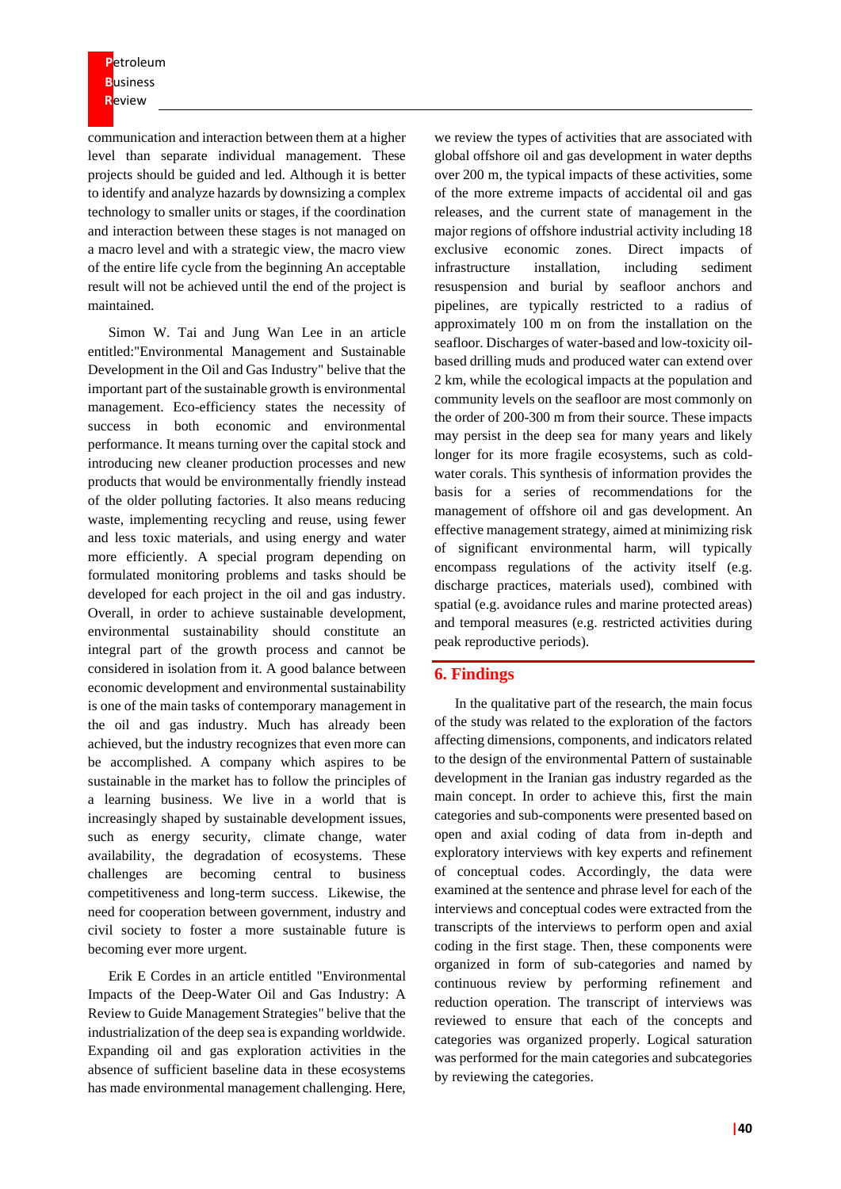communication and interaction between them at a higher level than separate individual management. These projects should be guided and led. Although it is better to identify and analyze hazards by downsizing a complex technology to smaller units or stages, if the coordination and interaction between these stages is not managed on a macro level and with a strategic view, the macro view of the entire life cycle from the beginning An acceptable result will not be achieved until the end of the project is maintained.

Simon W. Tai and Jung Wan Lee in an article entitled:"Environmental Management and Sustainable Development in the Oil and Gas Industry" belive that the important part of the sustainable growth is environmental management. Eco-efficiency states the necessity of success in both economic and environmental performance. It means turning over the capital stock and introducing new cleaner production processes and new products that would be environmentally friendly instead of the older polluting factories. It also means reducing waste, implementing recycling and reuse, using fewer and less toxic materials, and using energy and water more efficiently. A special program depending on formulated monitoring problems and tasks should be developed for each project in the oil and gas industry. Overall, in order to achieve sustainable development, environmental sustainability should constitute an integral part of the growth process and cannot be considered in isolation from it. A good balance between economic development and environmental sustainability is one of the main tasks of contemporary management in the oil and gas industry. Much has already been achieved, but the industry recognizes that even more can be accomplished. A company which aspires to be sustainable in the market has to follow the principles of a learning business. We live in a world that is increasingly shaped by sustainable development issues, such as energy security, climate change, water availability, the degradation of ecosystems. These challenges are becoming central to business competitiveness and long-term success. Likewise, the need for cooperation between government, industry and civil society to foster a more sustainable future is becoming ever more urgent.

Erik E Cordes in an article entitled "Environmental Impacts of the Deep-Water Oil and Gas Industry: A Review to Guide Management Strategies" belive that the industrialization of the deep sea is expanding worldwide. Expanding oil and gas exploration activities in the absence of sufficient baseline data in these ecosystems has made environmental management challenging. Here, we review the types of activities that are associated with global offshore oil and gas development in water depths over 200 m, the typical impacts of these activities, some of the more extreme impacts of accidental oil and gas releases, and the current state of management in the major regions of offshore industrial activity including 18 exclusive economic zones. Direct impacts of infrastructure installation, including sediment resuspension and burial by seafloor anchors and pipelines, are typically restricted to a radius of approximately 100 m on from the installation on the seafloor. Discharges of water-based and low-toxicity oil-based drilling muds and produced water can extend over 2 km, while the ecological impacts at the population and community levels on the seafloor are most commonly on the order of 200-300 m from their source. These impacts may persist in the deep sea for many years and likely longer for its more fragile ecosystems, such as cold-water corals. This synthesis of information provides the basis for a series of recommendations for the management of offshore oil and gas development. An effective management strategy, aimed at minimizing risk of significant environmental harm, will typically encompass regulations of the activity itself (e.g. discharge practices, materials used), combined with spatial (e.g. avoidance rules and marine protected areas) and temporal measures (e.g. restricted activities during peak reproductive periods).

## 6. Findings

In the qualitative part of the research, the main focus of the study was related to the exploration of the factors affecting dimensions, components, and indicators related to the design of the environmental Pattern of sustainable development in the Iranian gas industry regarded as the main concept. In order to achieve this, first the main categories and sub-components were presented based on open and axial coding of data from in-depth and exploratory interviews with key experts and refinement of conceptual codes. Accordingly, the data were examined at the sentence and phrase level for each of the interviews and conceptual codes were extracted from the transcripts of the interviews to perform open and axial coding in the first stage. Then, these components were organized in form of sub-categories and named by continuous review by performing refinement and reduction operation. The transcript of interviews was reviewed to ensure that each of the concepts and categories was organized properly. Logical saturation was performed for the main categories and subcategories by reviewing the categories.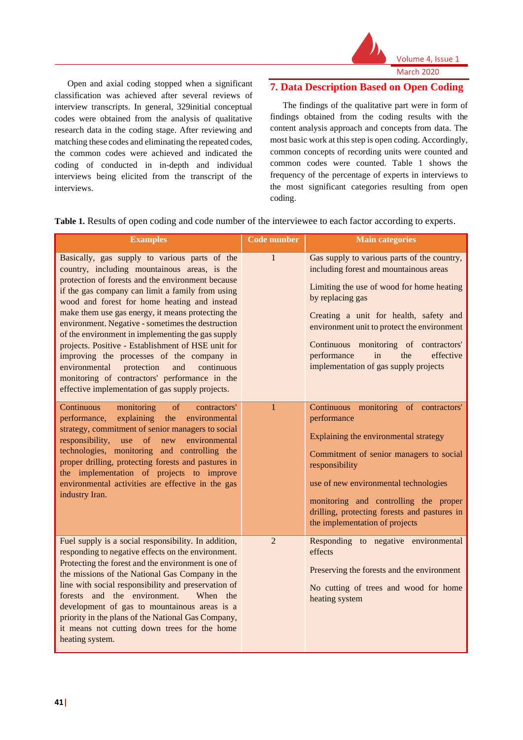Open and axial coding stopped when a significant classification was achieved after several reviews of interview transcripts. In general, 329initial conceptual codes were obtained from the analysis of qualitative research data in the coding stage. After reviewing and matching these codes and eliminating the repeated codes, the common codes were achieved and indicated the coding of conducted in in-depth and individual interviews being elicited from the transcript of the interviews.

## 7. Data Description Based on Open Coding

The findings of the qualitative part were in form of findings obtained from the coding results with the content analysis approach and concepts from data. The most basic work at this step is open coding. Accordingly, common concepts of recording units were counted and common codes were counted. Table 1 shows the frequency of the percentage of experts in interviews to the most significant categories resulting from open coding.

**Table 1.** Results of open coding and code number of the interviewee to each factor according to experts.

| Examples | Code number | Main categories |
|---|---|---|
| Basically, gas supply to various parts of the country, including mountainous areas, is the protection of forests and the environment because if the gas company can limit a family from using wood and forest for home heating and instead make them use gas energy, it means protecting the environment. Negative - sometimes the destruction of the environment in implementing the gas supply projects. Positive - Establishment of HSE unit for improving the processes of the company in environmental protection and continuous monitoring of contractors' performance in the effective implementation of gas supply projects. | 1 | Gas supply to various parts of the country, including forest and mountainous areas<br><br>Limiting the use of wood for home heating by replacing gas<br><br>Creating a unit for health, safety and environment unit to protect the environment<br><br>Continuous monitoring of contractors' performance in the effective implementation of gas supply projects |
| Continuous monitoring of contractors' performance, explaining the environmental strategy, commitment of senior managers to social responsibility, use of new environmental technologies, monitoring and controlling the proper drilling, protecting forests and pastures in the implementation of projects to improve environmental activities are effective in the gas industry Iran. | 1 | Continuous monitoring of contractors' performance<br><br>Explaining the environmental strategy<br><br>Commitment of senior managers to social responsibility<br><br>use of new environmental technologies<br><br>monitoring and controlling the proper drilling, protecting forests and pastures in the implementation of projects |
| Fuel supply is a social responsibility. In addition, responding to negative effects on the environment. Protecting the forest and the environment is one of the missions of the National Gas Company in the line with social responsibility and preservation of forests and the environment. When the development of gas to mountainous areas is a priority in the plans of the National Gas Company, it means not cutting down trees for the home heating system. | 2 | Responding to negative environmental effects<br><br>Preserving the forests and the environment<br><br>No cutting of trees and wood for home heating system |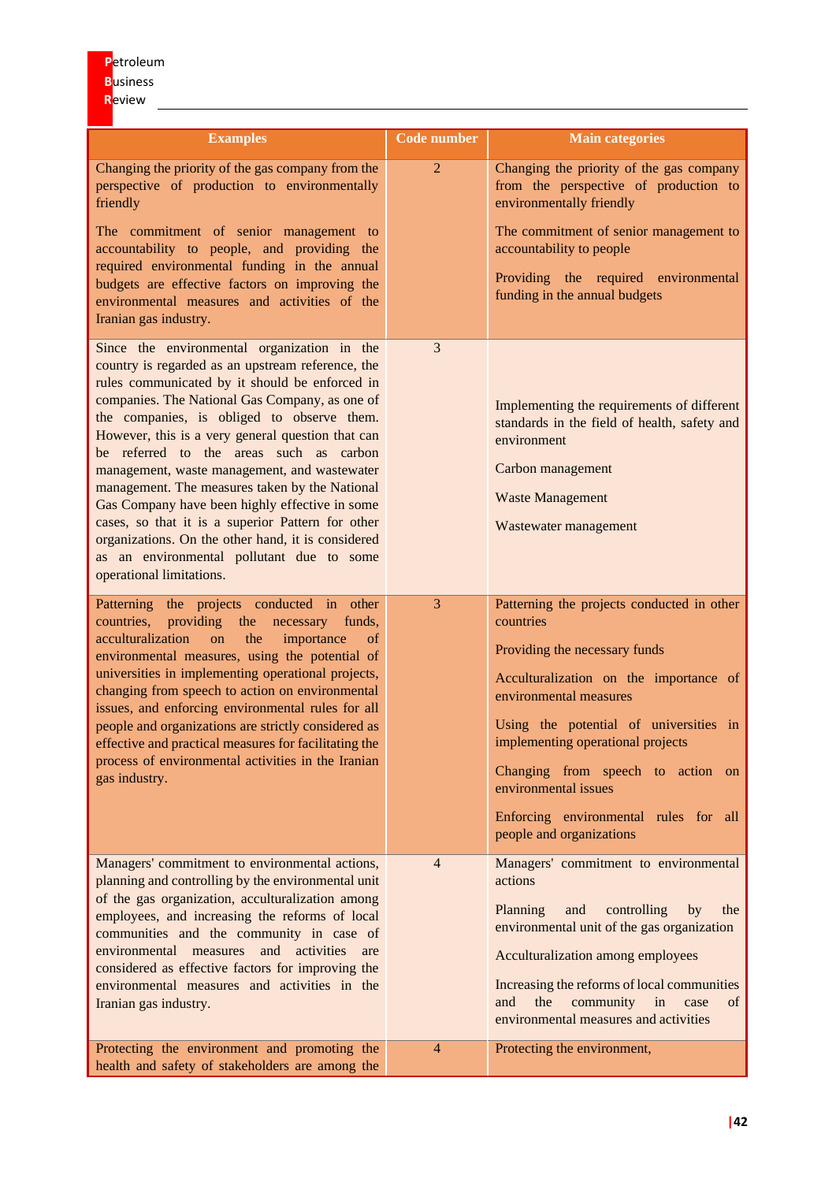| Examples | Code number | Main categories |
|---|---|---|
| Changing the priority of the gas company from the perspective of production to environmentally friendly<br><br>The commitment of senior management to accountability to people, and providing the required environmental funding in the annual budgets are effective factors on improving the environmental measures and activities of the Iranian gas industry. | 2 | Changing the priority of the gas company from the perspective of production to environmentally friendly<br><br>The commitment of senior management to accountability to people<br><br>Providing the required environmental funding in the annual budgets |
| Since the environmental organization in the country is regarded as an upstream reference, the rules communicated by it should be enforced in companies. The National Gas Company, as one of the companies, is obliged to observe them. However, this is a very general question that can be referred to the areas such as carbon management, waste management, and wastewater management. The measures taken by the National Gas Company have been highly effective in some cases, so that it is a superior Pattern for other organizations. On the other hand, it is considered as an environmental pollutant due to some operational limitations. | 3 | Implementing the requirements of different standards in the field of health, safety and environment<br><br>Carbon management<br><br>Waste Management<br><br>Wastewater management |
| Patterning the projects conducted in other countries, providing the necessary funds, acculturalization on the importance of environmental measures, using the potential of universities in implementing operational projects, changing from speech to action on environmental issues, and enforcing environmental rules for all people and organizations are strictly considered as effective and practical measures for facilitating the process of environmental activities in the Iranian gas industry. | 3 | Patterning the projects conducted in other countries<br><br>Providing the necessary funds<br><br>Acculturalization on the importance of environmental measures<br><br>Using the potential of universities in implementing operational projects<br><br>Changing from speech to action on environmental issues<br><br>Enforcing environmental rules for all people and organizations |
| Managers' commitment to environmental actions, planning and controlling by the environmental unit of the gas organization, acculturalization among employees, and increasing the reforms of local communities and the community in case of environmental measures and activities are considered as effective factors for improving the environmental measures and activities in the Iranian gas industry. | 4 | Managers' commitment to environmental actions<br><br>Planning and controlling by the environmental unit of the gas organization<br><br>Acculturalization among employees<br><br>Increasing the reforms of local communities and the community in case of environmental measures and activities |
| Protecting the environment and promoting the health and safety of stakeholders are among the | 4 | Protecting the environment, |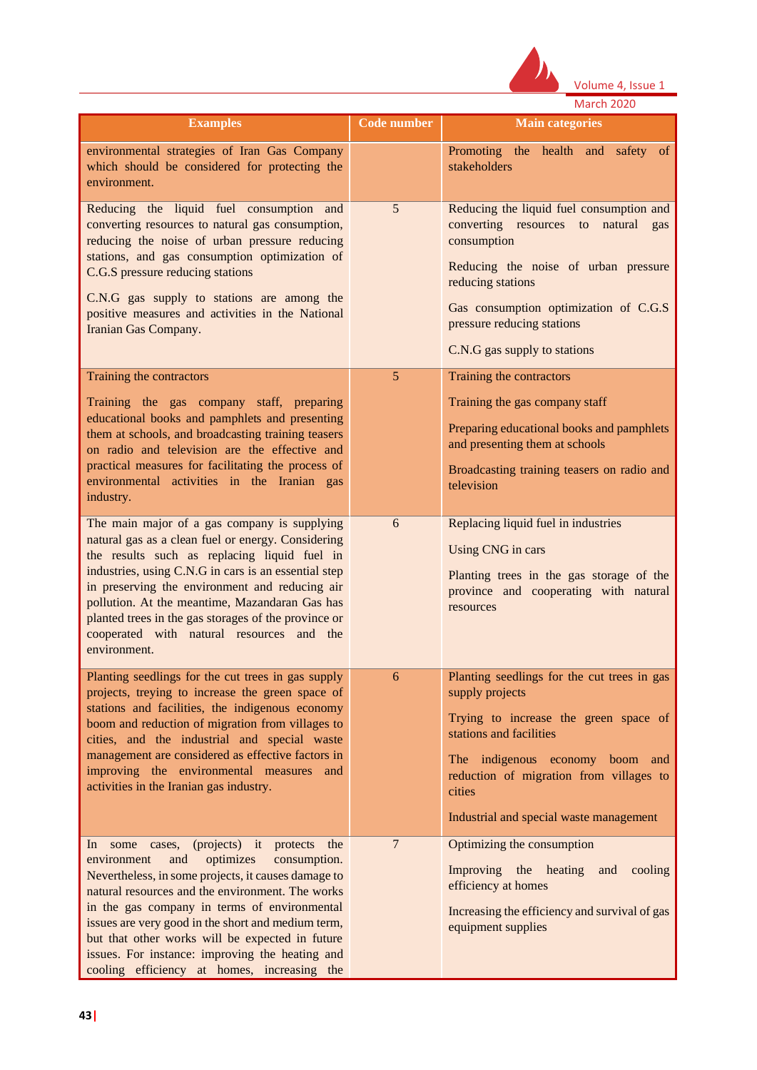| Examples | Code number | Main categories |
|---|---|---|
| environmental strategies of Iran Gas Company which should be considered for protecting the environment. | | Promoting the health and safety of stakeholders |
| Reducing the liquid fuel consumption and converting resources to natural gas consumption, reducing the noise of urban pressure reducing stations, and gas consumption optimization of C.G.S pressure reducing stations<br><br>C.N.G gas supply to stations are among the positive measures and activities in the National Iranian Gas Company. | 5 | Reducing the liquid fuel consumption and converting resources to natural gas consumption<br><br>Reducing the noise of urban pressure reducing stations<br><br>Gas consumption optimization of C.G.S pressure reducing stations<br><br>C.N.G gas supply to stations |
| Training the contractors<br><br>Training the gas company staff, preparing educational books and pamphlets and presenting them at schools, and broadcasting training teasers on radio and television are the effective and practical measures for facilitating the process of environmental activities in the Iranian gas industry. | 5 | Training the contractors<br><br>Training the gas company staff<br><br>Preparing educational books and pamphlets and presenting them at schools<br><br>Broadcasting training teasers on radio and television |
| The main major of a gas company is supplying natural gas as a clean fuel or energy. Considering the results such as replacing liquid fuel in industries, using C.N.G in cars is an essential step in preserving the environment and reducing air pollution. At the meantime, Mazandaran Gas has planted trees in the gas storages of the province or cooperated with natural resources and the environment. | 6 | Replacing liquid fuel in industries<br><br>Using CNG in cars<br><br>Planting trees in the gas storage of the province and cooperating with natural resources |
| Planting seedlings for the cut trees in gas supply projects, treying to increase the green space of stations and facilities, the indigenous economy boom and reduction of migration from villages to cities, and the industrial and special waste management are considered as effective factors in improving the environmental measures and activities in the Iranian gas industry. | 6 | Planting seedlings for the cut trees in gas supply projects<br><br>Trying to increase the green space of stations and facilities<br><br>The indigenous economy boom and reduction of migration from villages to cities<br><br>Industrial and special waste management |
| In some cases, (projects) it protects the environment and optimizes consumption. Nevertheless, in some projects, it causes damage to natural resources and the environment. The works in the gas company in terms of environmental issues are very good in the short and medium term, but that other works will be expected in future issues. For instance: improving the heating and cooling efficiency at homes, increasing the | 7 | Optimizing the consumption<br><br>Improving the heating and cooling efficiency at homes<br><br>Increasing the efficiency and survival of gas equipment supplies |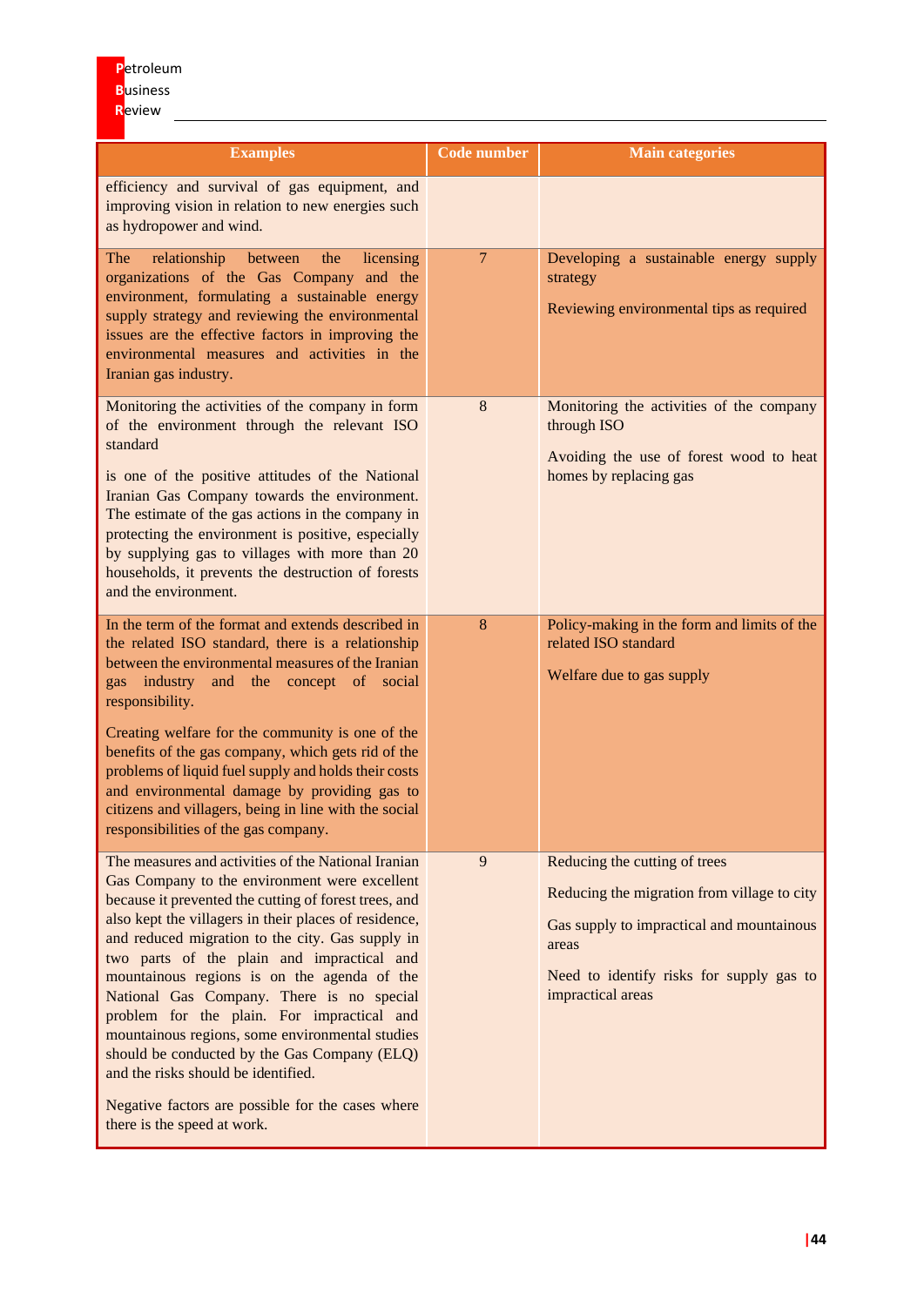| Examples | Code number | Main categories |
|---|---|---|
| efficiency and survival of gas equipment, and improving vision in relation to new energies such as hydropower and wind. | | |
| The relationship between the licensing organizations of the Gas Company and the environment, formulating a sustainable energy supply strategy and reviewing the environmental issues are the effective factors in improving the environmental measures and activities in the Iranian gas industry. | 7 | Developing a sustainable energy supply strategy<br><br>Reviewing environmental tips as required |
| Monitoring the activities of the company in form of the environment through the relevant ISO standard<br><br>is one of the positive attitudes of the National Iranian Gas Company towards the environment. The estimate of the gas actions in the company in protecting the environment is positive, especially by supplying gas to villages with more than 20 households, it prevents the destruction of forests and the environment. | 8 | Monitoring the activities of the company through ISO<br><br>Avoiding the use of forest wood to heat homes by replacing gas |
| In the term of the format and extends described in the related ISO standard, there is a relationship between the environmental measures of the Iranian gas industry and the concept of social responsibility.<br><br>Creating welfare for the community is one of the benefits of the gas company, which gets rid of the problems of liquid fuel supply and holds their costs and environmental damage by providing gas to citizens and villagers, being in line with the social responsibilities of the gas company. | 8 | Policy-making in the form and limits of the related ISO standard<br><br>Welfare due to gas supply |
| The measures and activities of the National Iranian Gas Company to the environment were excellent because it prevented the cutting of forest trees, and also kept the villagers in their places of residence, and reduced migration to the city. Gas supply in two parts of the plain and impractical and mountainous regions is on the agenda of the National Gas Company. There is no special problem for the plain. For impractical and mountainous regions, some environmental studies should be conducted by the Gas Company (ELQ) and the risks should be identified.<br><br>Negative factors are possible for the cases where there is the speed at work. | 9 | Reducing the cutting of trees<br><br>Reducing the migration from village to city<br><br>Gas supply to impractical and mountainous areas<br><br>Need to identify risks for supply gas to impractical areas |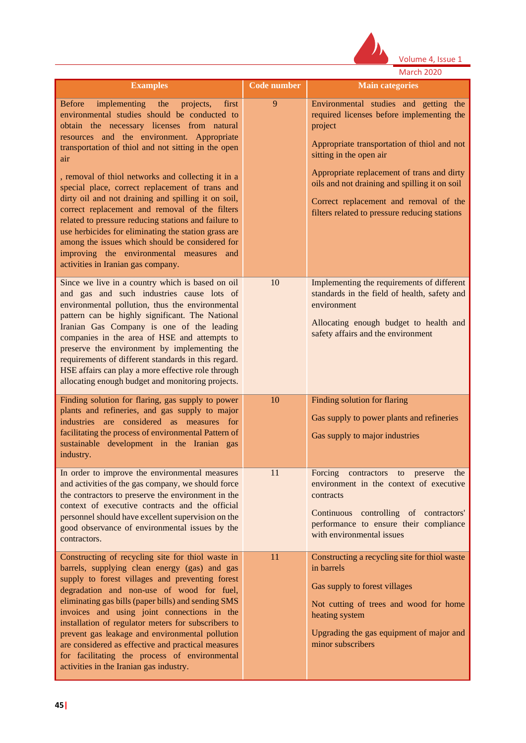| Examples | Code number | Main categories |
| --- | --- | --- |
| Before implementing the projects, first environmental studies should be conducted to obtain the necessary licenses from natural resources and the environment. Appropriate transportation of thiol and not sitting in the open air<br><br>, removal of thiol networks and collecting it in a special place, correct replacement of trans and dirty oil and not draining and spilling it on soil, correct replacement and removal of the filters related to pressure reducing stations and failure to use herbicides for eliminating the station grass are among the issues which should be considered for improving the environmental measures and activities in Iranian gas company. | 9 | Environmental studies and getting the required licenses before implementing the project<br><br>Appropriate transportation of thiol and not sitting in the open air<br><br>Appropriate replacement of trans and dirty oils and not draining and spilling it on soil<br><br>Correct replacement and removal of the filters related to pressure reducing stations |
| Since we live in a country which is based on oil and gas and such industries cause lots of environmental pollution, thus the environmental pattern can be highly significant. The National Iranian Gas Company is one of the leading companies in the area of HSE and attempts to preserve the environment by implementing the requirements of different standards in this regard. HSE affairs can play a more effective role through allocating enough budget and monitoring projects. | 10 | Implementing the requirements of different standards in the field of health, safety and environment<br><br>Allocating enough budget to health and safety affairs and the environment |
| Finding solution for flaring, gas supply to power plants and refineries, and gas supply to major industries are considered as measures for facilitating the process of environmental Pattern of sustainable development in the Iranian gas industry. | 10 | Finding solution for flaring<br><br>Gas supply to power plants and refineries<br><br>Gas supply to major industries |
| In order to improve the environmental measures and activities of the gas company, we should force the contractors to preserve the environment in the context of executive contracts and the official personnel should have excellent supervision on the good observance of environmental issues by the contractors. | 11 | Forcing contractors to preserve the environment in the context of executive contracts<br><br>Continuous controlling of contractors' performance to ensure their compliance with environmental issues |
| Constructing of recycling site for thiol waste in barrels, supplying clean energy (gas) and gas supply to forest villages and preventing forest degradation and non-use of wood for fuel, eliminating gas bills (paper bills) and sending SMS invoices and using joint connections in the installation of regulator meters for subscribers to prevent gas leakage and environmental pollution are considered as effective and practical measures for facilitating the process of environmental activities in the Iranian gas industry. | 11 | Constructing a recycling site for thiol waste in barrels<br><br>Gas supply to forest villages<br><br>Not cutting of trees and wood for home heating system<br><br>Upgrading the gas equipment of major and minor subscribers |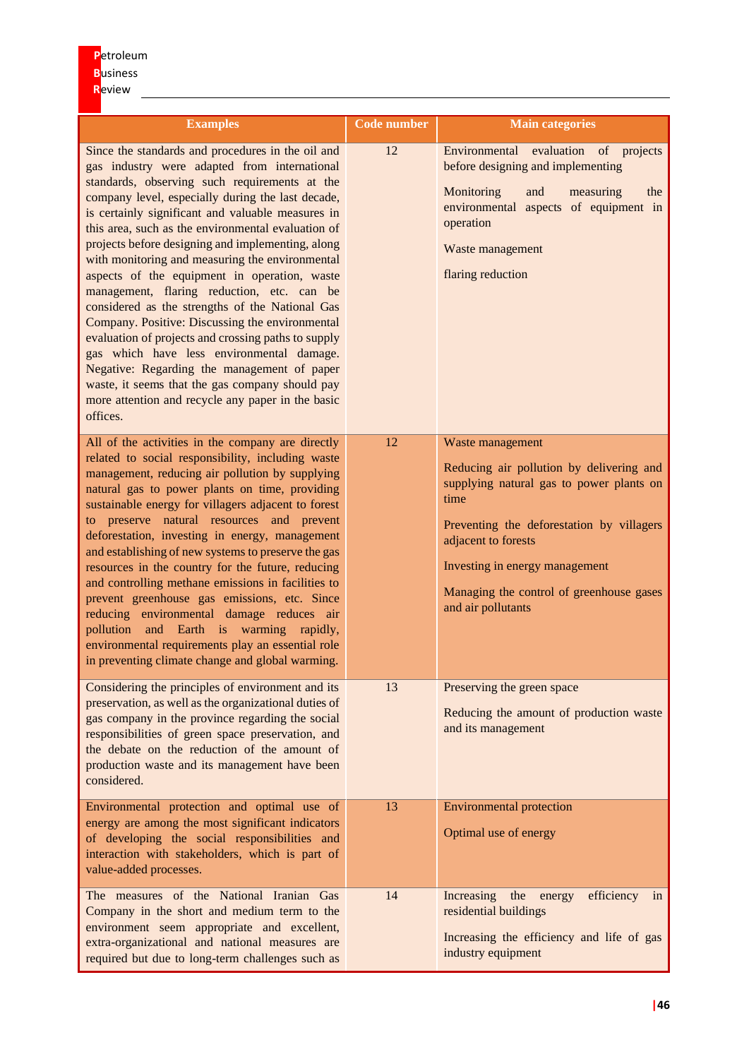| Examples | Code number | Main categories |
|---|---|---|
| Since the standards and procedures in the oil and gas industry were adapted from international standards, observing such requirements at the company level, especially during the last decade, is certainly significant and valuable measures in this area, such as the environmental evaluation of projects before designing and implementing, along with monitoring and measuring the environmental aspects of the equipment in operation, waste management, flaring reduction, etc. can be considered as the strengths of the National Gas Company. Positive: Discussing the environmental evaluation of projects and crossing paths to supply gas which have less environmental damage. Negative: Regarding the management of paper waste, it seems that the gas company should pay more attention and recycle any paper in the basic offices. | 12 | Environmental evaluation of projects before designing and implementing<br><br>Monitoring and measuring the environmental aspects of equipment in operation<br><br>Waste management<br><br>flaring reduction |
| All of the activities in the company are directly related to social responsibility, including waste management, reducing air pollution by supplying natural gas to power plants on time, providing sustainable energy for villagers adjacent to forest to preserve natural resources and prevent deforestation, investing in energy, management and establishing of new systems to preserve the gas resources in the country for the future, reducing and controlling methane emissions in facilities to prevent greenhouse gas emissions, etc. Since reducing environmental damage reduces air pollution and Earth is warming rapidly, environmental requirements play an essential role in preventing climate change and global warming. | 12 | Waste management<br><br>Reducing air pollution by delivering and supplying natural gas to power plants on time<br><br>Preventing the deforestation by villagers adjacent to forests<br><br>Investing in energy management<br><br>Managing the control of greenhouse gases and air pollutants |
| Considering the principles of environment and its preservation, as well as the organizational duties of gas company in the province regarding the social responsibilities of green space preservation, and the debate on the reduction of the amount of production waste and its management have been considered. | 13 | Preserving the green space<br><br>Reducing the amount of production waste and its management |
| Environmental protection and optimal use of energy are among the most significant indicators of developing the social responsibilities and interaction with stakeholders, which is part of value-added processes. | 13 | Environmental protection<br><br>Optimal use of energy |
| The measures of the National Iranian Gas Company in the short and medium term to the environment seem appropriate and excellent, extra-organizational and national measures are required but due to long-term challenges such as | 14 | Increasing the energy efficiency in residential buildings<br><br>Increasing the efficiency and life of gas industry equipment |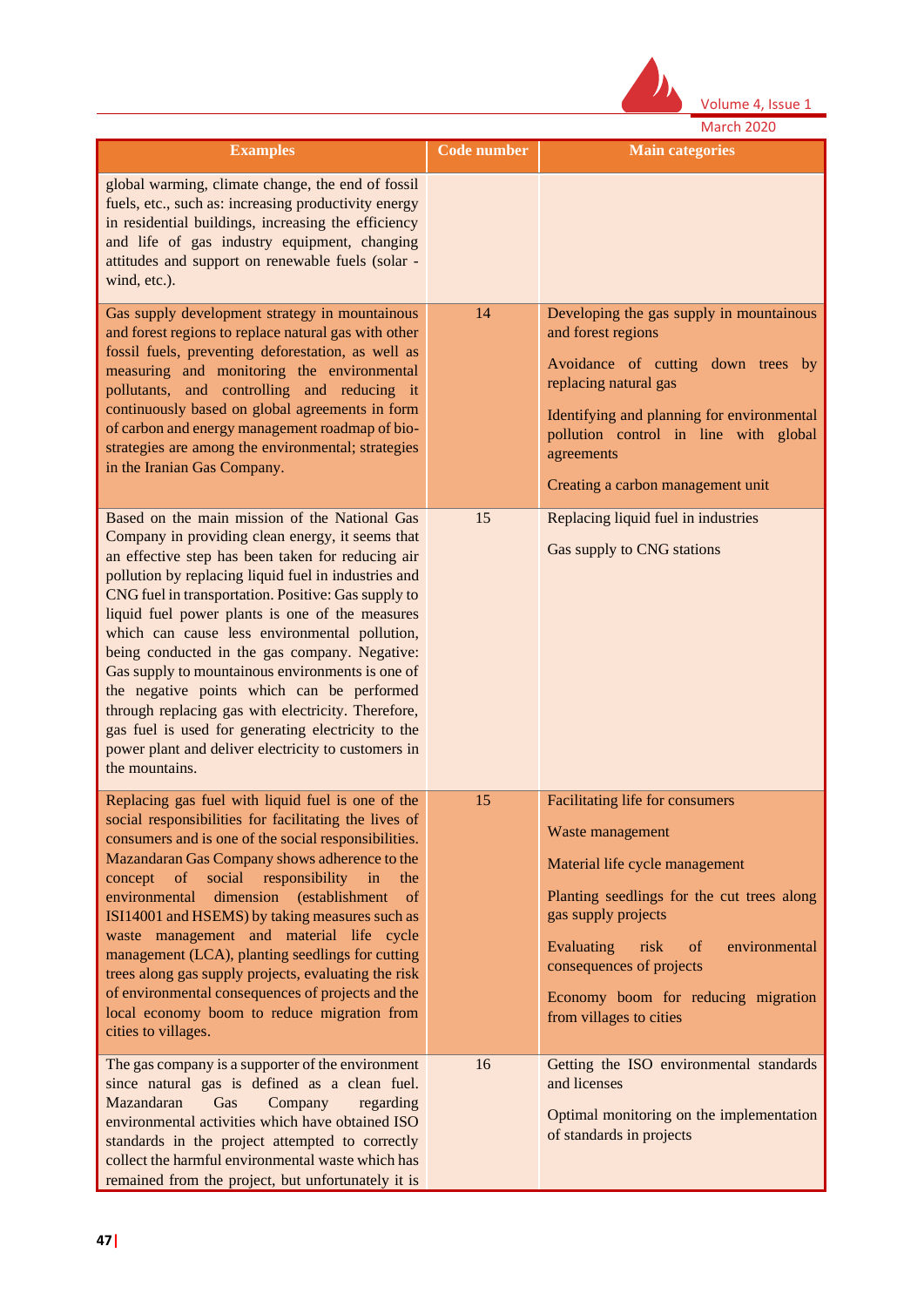| Examples | Code number | Main categories |
|---|---|---|
| global warming, climate change, the end of fossil fuels, etc., such as: increasing productivity energy in residential buildings, increasing the efficiency and life of gas industry equipment, changing attitudes and support on renewable fuels (solar - wind, etc.). | | |
| Gas supply development strategy in mountainous and forest regions to replace natural gas with other fossil fuels, preventing deforestation, as well as measuring and monitoring the environmental pollutants, and controlling and reducing it continuously based on global agreements in form of carbon and energy management roadmap of bio-strategies are among the environmental; strategies in the Iranian Gas Company. | 14 | Developing the gas supply in mountainous and forest regions<br><br>Avoidance of cutting down trees by replacing natural gas<br><br>Identifying and planning for environmental pollution control in line with global agreements<br><br>Creating a carbon management unit |
| Based on the main mission of the National Gas Company in providing clean energy, it seems that an effective step has been taken for reducing air pollution by replacing liquid fuel in industries and CNG fuel in transportation. Positive: Gas supply to liquid fuel power plants is one of the measures which can cause less environmental pollution, being conducted in the gas company. Negative: Gas supply to mountainous environments is one of the negative points which can be performed through replacing gas with electricity. Therefore, gas fuel is used for generating electricity to the power plant and deliver electricity to customers in the mountains. | 15 | Replacing liquid fuel in industries<br><br>Gas supply to CNG stations |
| Replacing gas fuel with liquid fuel is one of the social responsibilities for facilitating the lives of consumers and is one of the social responsibilities. Mazandaran Gas Company shows adherence to the concept of social responsibility in the environmental dimension (establishment of ISI14001 and HSEMS) by taking measures such as waste management and material life cycle management (LCA), planting seedlings for cutting trees along gas supply projects, evaluating the risk of environmental consequences of projects and the local economy boom to reduce migration from cities to villages. | 15 | Facilitating life for consumers<br><br>Waste management<br><br>Material life cycle management<br><br>Planting seedlings for the cut trees along gas supply projects<br><br>Evaluating risk of environmental consequences of projects<br><br>Economy boom for reducing migration from villages to cities |
| The gas company is a supporter of the environment since natural gas is defined as a clean fuel. Mazandaran Gas Company regarding environmental activities which have obtained ISO standards in the project attempted to correctly collect the harmful environmental waste which has remained from the project, but unfortunately it is | 16 | Getting the ISO environmental standards and licenses<br><br>Optimal monitoring on the implementation of standards in projects |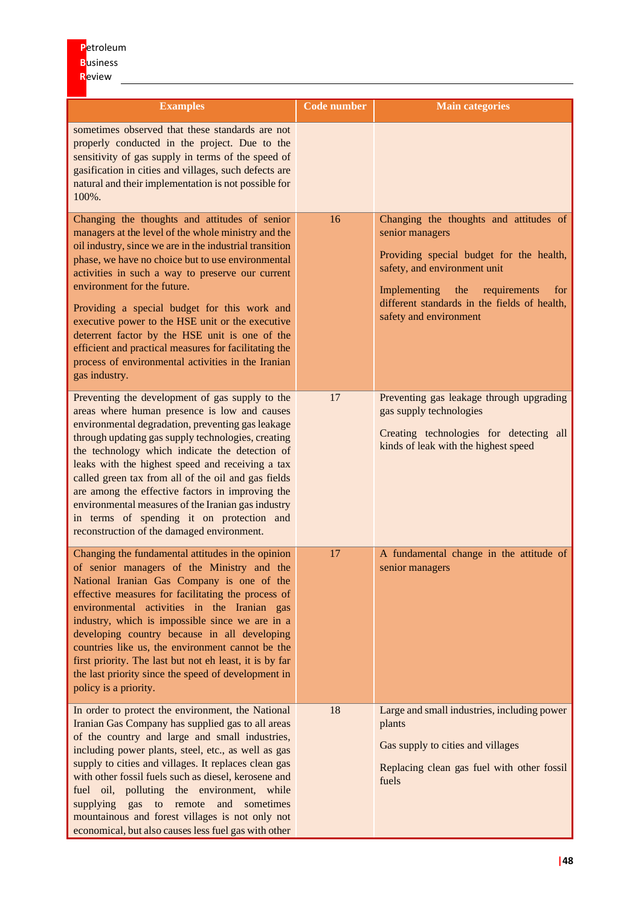| Examples | Code number | Main categories |
|---|---|---|
| sometimes observed that these standards are not properly conducted in the project. Due to the sensitivity of gas supply in terms of the speed of gasification in cities and villages, such defects are natural and their implementation is not possible for 100%. | | |
| Changing the thoughts and attitudes of senior managers at the level of the whole ministry and the oil industry, since we are in the industrial transition phase, we have no choice but to use environmental activities in such a way to preserve our current environment for the future. Providing a special budget for this work and executive power to the HSE unit or the executive deterrent factor by the HSE unit is one of the efficient and practical measures for facilitating the process of environmental activities in the Iranian gas industry. | 16 | Changing the thoughts and attitudes of senior managers<br>Providing special budget for the health, safety, and environment unit<br>Implementing the requirements for different standards in the fields of health, safety and environment |
| Preventing the development of gas supply to the areas where human presence is low and causes environmental degradation, preventing gas leakage through updating gas supply technologies, creating the technology which indicate the detection of leaks with the highest speed and receiving a tax called green tax from all of the oil and gas fields are among the effective factors in improving the environmental measures of the Iranian gas industry in terms of spending it on protection and reconstruction of the damaged environment. | 17 | Preventing gas leakage through upgrading gas supply technologies<br>Creating technologies for detecting all kinds of leak with the highest speed |
| Changing the fundamental attitudes in the opinion of senior managers of the Ministry and the National Iranian Gas Company is one of the effective measures for facilitating the process of environmental activities in the Iranian gas industry, which is impossible since we are in a developing country because in all developing countries like us, the environment cannot be the first priority. The last but not eh least, it is by far the last priority since the speed of development in policy is a priority. | 17 | A fundamental change in the attitude of senior managers |
| In order to protect the environment, the National Iranian Gas Company has supplied gas to all areas of the country and large and small industries, including power plants, steel, etc., as well as gas supply to cities and villages. It replaces clean gas with other fossil fuels such as diesel, kerosene and fuel oil, polluting the environment, while supplying gas to remote and sometimes mountainous and forest villages is not only not economical, but also causes less fuel gas with other | 18 | Large and small industries, including power plants<br>Gas supply to cities and villages<br>Replacing clean gas fuel with other fossil fuels |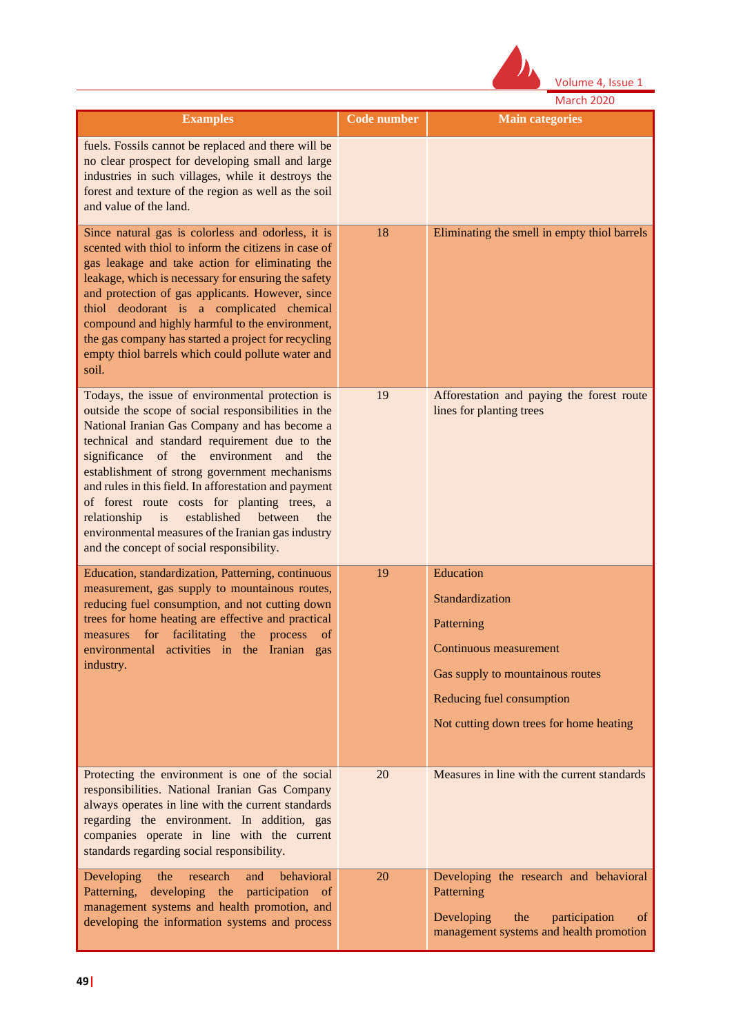| Examples | Code number | Main categories |
|---|---|---|
| fuels. Fossils cannot be replaced and there will be no clear prospect for developing small and large industries in such villages, while it destroys the forest and texture of the region as well as the soil and value of the land. | | |
| Since natural gas is colorless and odorless, it is scented with thiol to inform the citizens in case of gas leakage and take action for eliminating the leakage, which is necessary for ensuring the safety and protection of gas applicants. However, since thiol deodorant is a complicated chemical compound and highly harmful to the environment, the gas company has started a project for recycling empty thiol barrels which could pollute water and soil. | 18 | Eliminating the smell in empty thiol barrels |
| Todays, the issue of environmental protection is outside the scope of social responsibilities in the National Iranian Gas Company and has become a technical and standard requirement due to the significance of the environment and the establishment of strong government mechanisms and rules in this field. In afforestation and payment of forest route costs for planting trees, a relationship is established between the environmental measures of the Iranian gas industry and the concept of social responsibility. | 19 | Afforestation and paying the forest route lines for planting trees |
| Education, standardization, Patterning, continuous measurement, gas supply to mountainous routes, reducing fuel consumption, and not cutting down trees for home heating are effective and practical measures for facilitating the process of environmental activities in the Iranian gas industry. | 19 | Education<br>Standardization<br>Patterning<br>Continuous measurement<br>Gas supply to mountainous routes<br>Reducing fuel consumption<br>Not cutting down trees for home heating |
| Protecting the environment is one of the social responsibilities. National Iranian Gas Company always operates in line with the current standards regarding the environment. In addition, gas companies operate in line with the current standards regarding social responsibility. | 20 | Measures in line with the current standards |
| Developing the research and behavioral Patterning, developing the participation of management systems and health promotion, and developing the information systems and process | 20 | Developing the research and behavioral Patterning<br>Developing the participation of management systems and health promotion |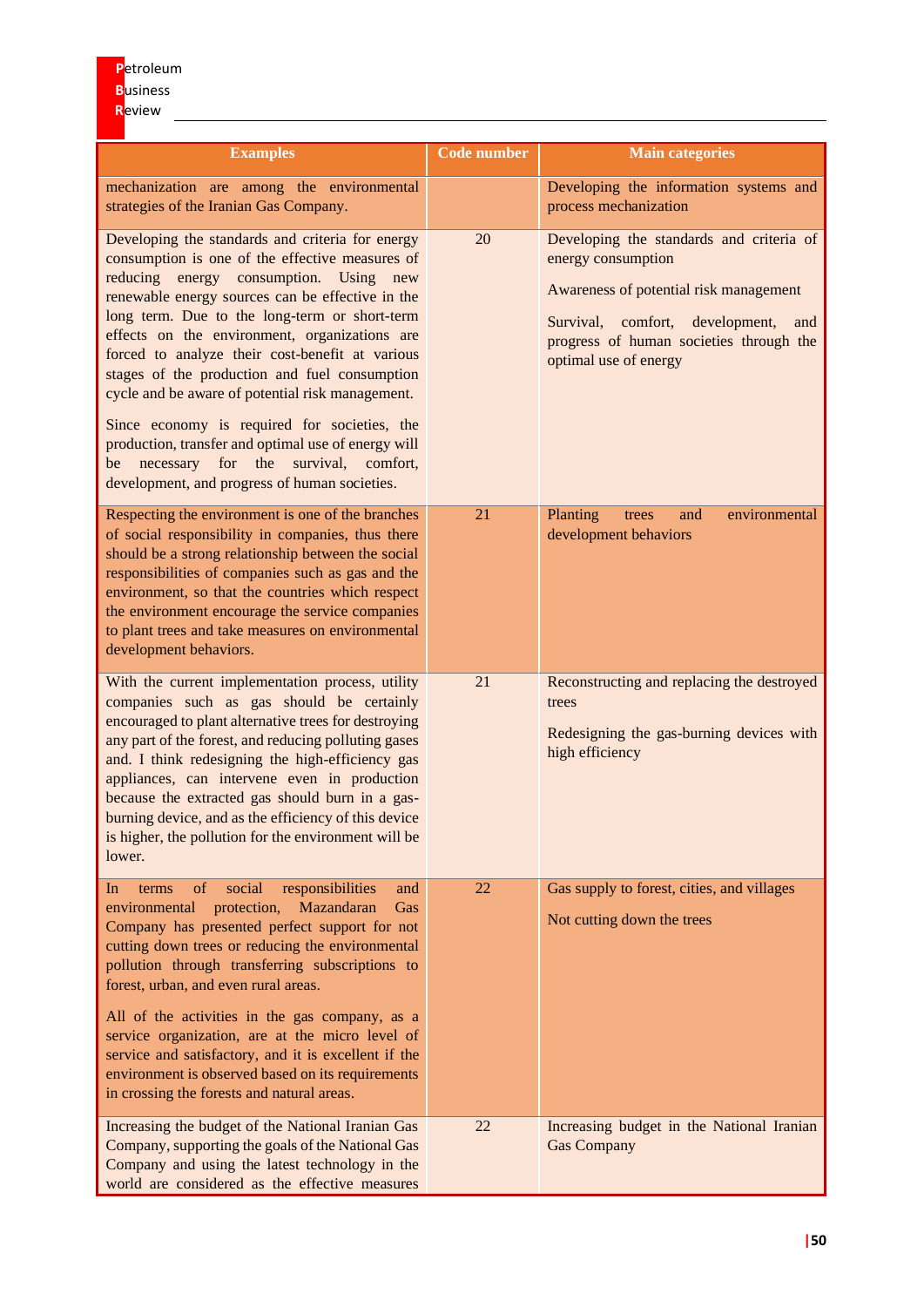| Examples | Code number | Main categories |
|---|---|---|
| mechanization are among the environmental strategies of the Iranian Gas Company. | | Developing the information systems and process mechanization |
| Developing the standards and criteria for energy consumption is one of the effective measures of reducing energy consumption. Using new renewable energy sources can be effective in the long term. Due to the long-term or short-term effects on the environment, organizations are forced to analyze their cost-benefit at various stages of the production and fuel consumption cycle and be aware of potential risk management. Since economy is required for societies, the production, transfer and optimal use of energy will be necessary for the survival, comfort, development, and progress of human societies. | 20 | Developing the standards and criteria of energy consumption Awareness of potential risk management Survival, comfort, development, and progress of human societies through the optimal use of energy |
| Respecting the environment is one of the branches of social responsibility in companies, thus there should be a strong relationship between the social responsibilities of companies such as gas and the environment, so that the countries which respect the environment encourage the service companies to plant trees and take measures on environmental development behaviors. | 21 | Planting trees and environmental development behaviors |
| With the current implementation process, utility companies such as gas should be certainly encouraged to plant alternative trees for destroying any part of the forest, and reducing polluting gases and. I think redesigning the high-efficiency gas appliances, can intervene even in production because the extracted gas should burn in a gas-burning device, and as the efficiency of this device is higher, the pollution for the environment will be lower. | 21 | Reconstructing and replacing the destroyed trees Redesigning the gas-burning devices with high efficiency |
| In terms of social responsibilities and environmental protection, Mazandaran Gas Company has presented perfect support for not cutting down trees or reducing the environmental pollution through transferring subscriptions to forest, urban, and even rural areas. All of the activities in the gas company, as a service organization, are at the micro level of service and satisfactory, and it is excellent if the environment is observed based on its requirements in crossing the forests and natural areas. | 22 | Gas supply to forest, cities, and villages Not cutting down the trees |
| Increasing the budget of the National Iranian Gas Company, supporting the goals of the National Gas Company and using the latest technology in the world are considered as the effective measures | 22 | Increasing budget in the National Iranian Gas Company |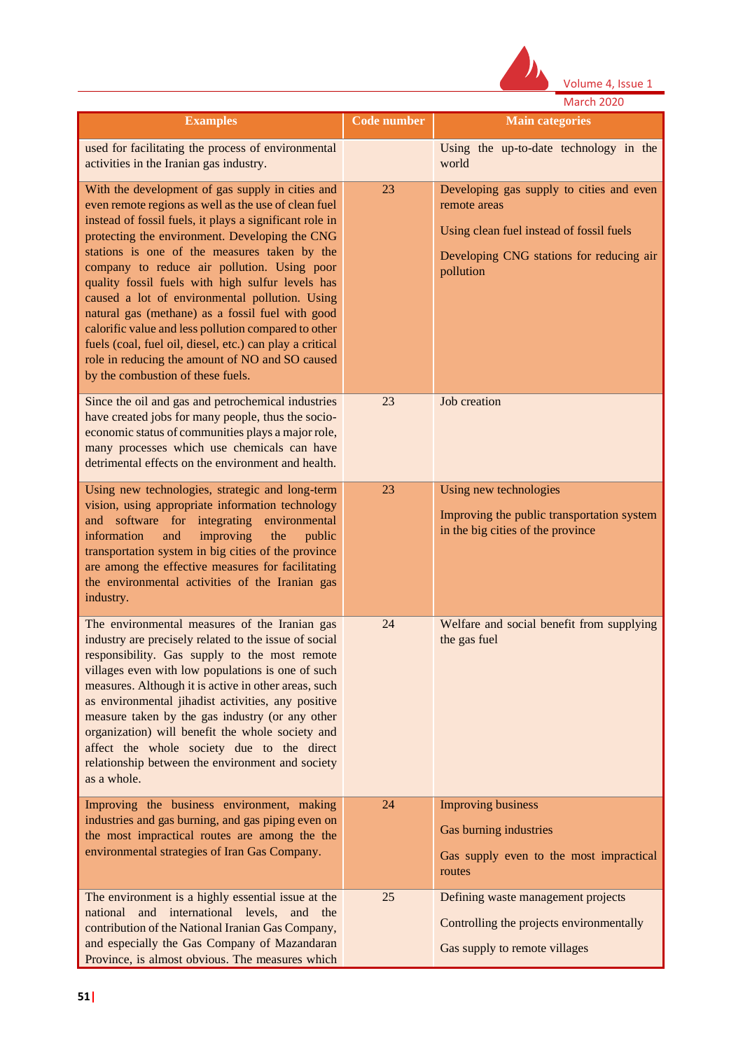| Examples | Code number | Main categories |
|---|---|---|
| used for facilitating the process of environmental activities in the Iranian gas industry. | | Using the up-to-date technology in the world |
| With the development of gas supply in cities and even remote regions as well as the use of clean fuel instead of fossil fuels, it plays a significant role in protecting the environment. Developing the CNG stations is one of the measures taken by the company to reduce air pollution. Using poor quality fossil fuels with high sulfur levels has caused a lot of environmental pollution. Using natural gas (methane) as a fossil fuel with good calorific value and less pollution compared to other fuels (coal, fuel oil, diesel, etc.) can play a critical role in reducing the amount of NO and SO caused by the combustion of these fuels. | 23 | Developing gas supply to cities and even remote areas<br><br>Using clean fuel instead of fossil fuels<br><br>Developing CNG stations for reducing air pollution |
| Since the oil and gas and petrochemical industries have created jobs for many people, thus the socio-economic status of communities plays a major role, many processes which use chemicals can have detrimental effects on the environment and health. | 23 | Job creation |
| Using new technologies, strategic and long-term vision, using appropriate information technology and software for integrating environmental information and improving the public transportation system in big cities of the province are among the effective measures for facilitating the environmental activities of the Iranian gas industry. | 23 | Using new technologies<br><br>Improving the public transportation system in the big cities of the province |
| The environmental measures of the Iranian gas industry are precisely related to the issue of social responsibility. Gas supply to the most remote villages even with low populations is one of such measures. Although it is active in other areas, such as environmental jihadist activities, any positive measure taken by the gas industry (or any other organization) will benefit the whole society and affect the whole society due to the direct relationship between the environment and society as a whole. | 24 | Welfare and social benefit from supplying the gas fuel |
| Improving the business environment, making industries and gas burning, and gas piping even on the most impractical routes are among the the environmental strategies of Iran Gas Company. | 24 | Improving business<br><br>Gas burning industries<br><br>Gas supply even to the most impractical routes |
| The environment is a highly essential issue at the national and international levels, and the contribution of the National Iranian Gas Company, and especially the Gas Company of Mazandaran Province, is almost obvious. The measures which | 25 | Defining waste management projects<br><br>Controlling the projects environmentally<br><br>Gas supply to remote villages |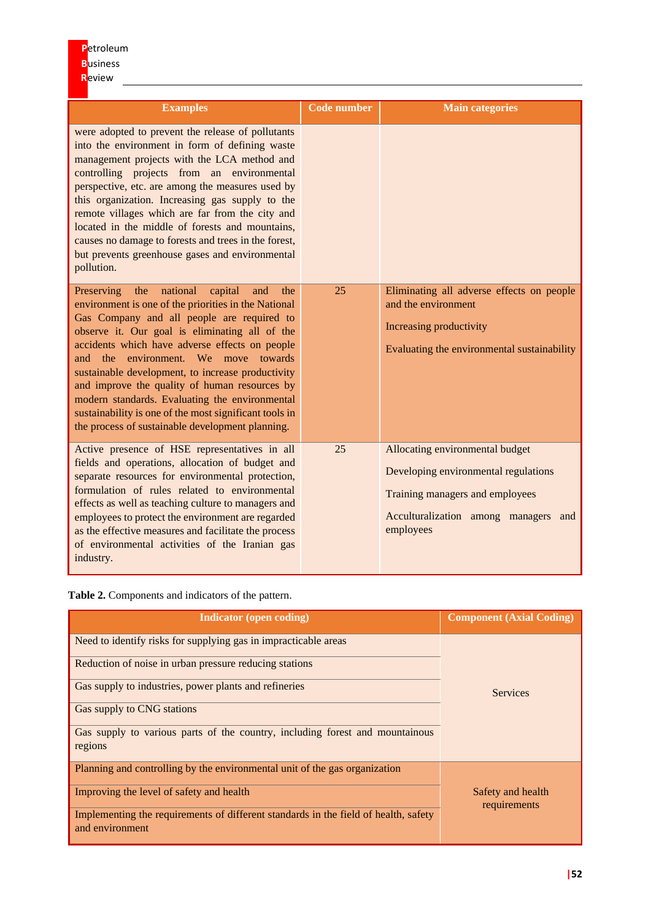| Examples | Code number | Main categories |
|---|---|---|
| were adopted to prevent the release of pollutants into the environment in form of defining waste management projects with the LCA method and controlling projects from an environmental perspective, etc. are among the measures used by this organization. Increasing gas supply to the remote villages which are far from the city and located in the middle of forests and mountains, causes no damage to forests and trees in the forest, but prevents greenhouse gases and environmental pollution. | | |
| Preserving the national capital and the environment is one of the priorities in the National Gas Company and all people are required to observe it. Our goal is eliminating all of the accidents which have adverse effects on people and the environment. We move towards sustainable development, to increase productivity and improve the quality of human resources by modern standards. Evaluating the environmental sustainability is one of the most significant tools in the process of sustainable development planning. | 25 | Eliminating all adverse effects on people and the environment<br><br>Increasing productivity<br><br>Evaluating the environmental sustainability |
| Active presence of HSE representatives in all fields and operations, allocation of budget and separate resources for environmental protection, formulation of rules related to environmental effects as well as teaching culture to managers and employees to protect the environment are regarded as the effective measures and facilitate the process of environmental activities of the Iranian gas industry. | 25 | Allocating environmental budget<br><br>Developing environmental regulations<br><br>Training managers and employees<br><br>Acculturalization among managers and employees |

**Table 2.** Components and indicators of the pattern.

| Indicator (open coding) | Component (Axial Coding) |
|---|---|
| Need to identify risks for supplying gas in impracticable areas | Services |
| Reduction of noise in urban pressure reducing stations | |
| Gas supply to industries, power plants and refineries | |
| Gas supply to CNG stations | |
| Gas supply to various parts of the country, including forest and mountainous regions | |
| Planning and controlling by the environmental unit of the gas organization | Safety and health requirements |
| Improving the level of safety and health | |
| Implementing the requirements of different standards in the field of health, safety and environment | |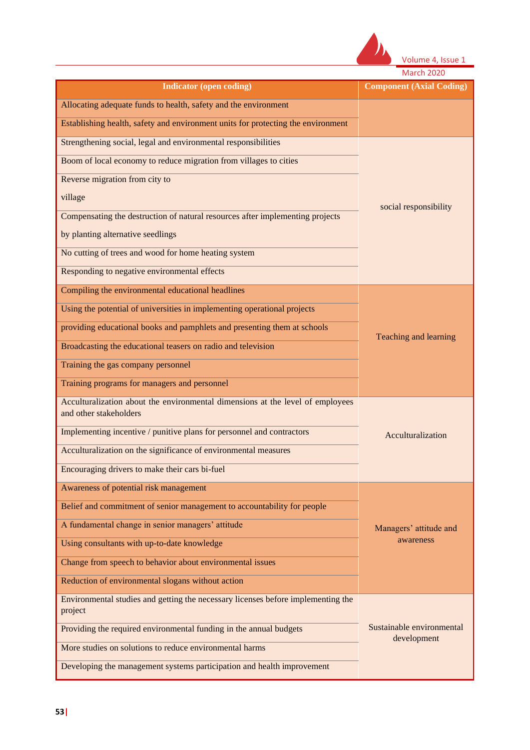| Indicator (open coding) | Component (Axial Coding) |
|---|---|
| Allocating adequate funds to health, safety and the environment | |
| Establishing health, safety and environment units for protecting the environment | |
| Strengthening social, legal and environmental responsibilities | social responsibility |
| Boom of local economy to reduce migration from villages to cities | |
| Reverse migration from city to village | |
| Compensating the destruction of natural resources after implementing projects by planting alternative seedlings | |
| No cutting of trees and wood for home heating system | |
| Responding to negative environmental effects | |
| Compiling the environmental educational headlines | Teaching and learning |
| Using the potential of universities in implementing operational projects | |
| providing educational books and pamphlets and presenting them at schools | |
| Broadcasting the educational teasers on radio and television | |
| Training the gas company personnel | |
| Training programs for managers and personnel | |
| Acculturalization about the environmental dimensions at the level of employees and other stakeholders | Acculturalization |
| Implementing incentive / punitive plans for personnel and contractors | |
| Acculturalization on the significance of environmental measures | |
| Encouraging drivers to make their cars bi-fuel | |
| Awareness of potential risk management | Managers' attitude and awareness |
| Belief and commitment of senior management to accountability for people | |
| A fundamental change in senior managers' attitude | |
| Using consultants with up-to-date knowledge | |
| Change from speech to behavior about environmental issues | |
| Reduction of environmental slogans without action | |
| Environmental studies and getting the necessary licenses before implementing the project | Sustainable environmental development |
| Providing the required environmental funding in the annual budgets | |
| More studies on solutions to reduce environmental harms | |
| Developing the management systems participation and health improvement | |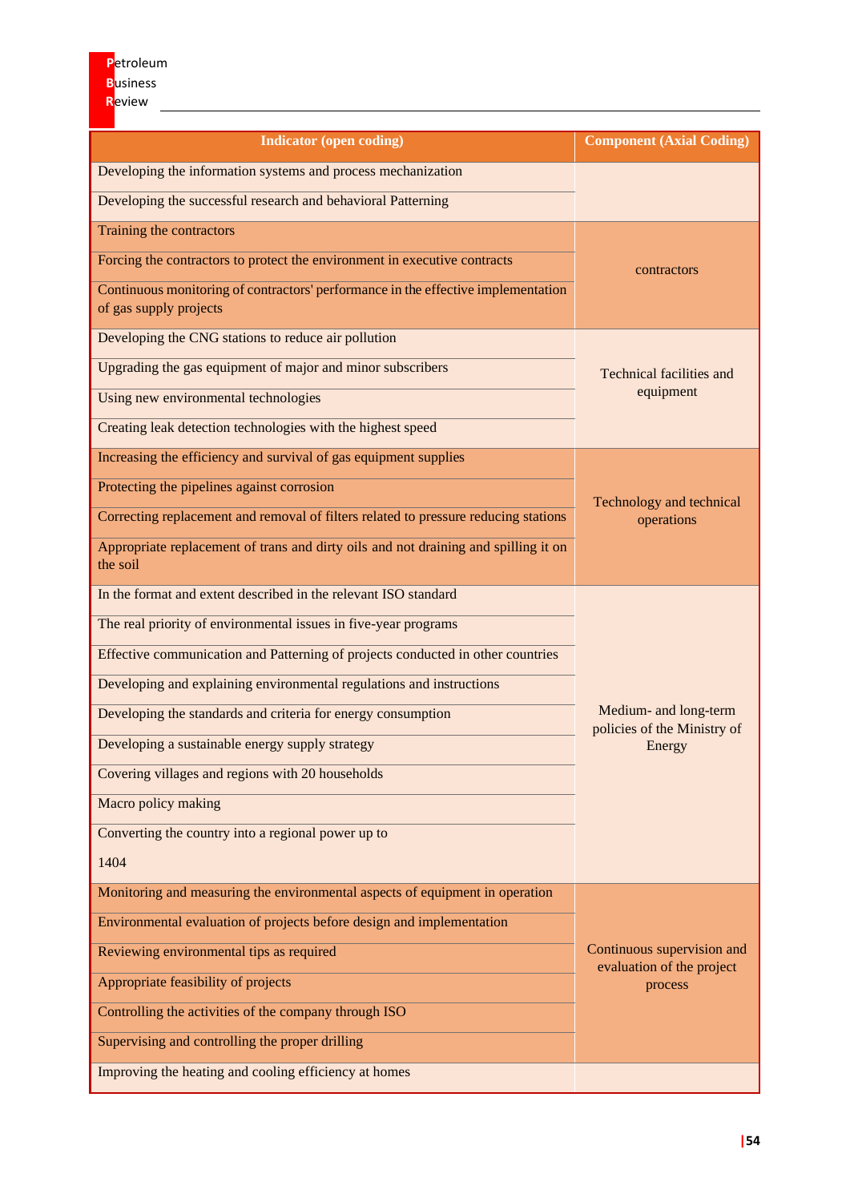| Indicator (open coding) | Component (Axial Coding) |
|---|---|
| Developing the information systems and process mechanization | |
| Developing the successful research and behavioral Patterning | |
| Training the contractors | contractors |
| Forcing the contractors to protect the environment in executive contracts | |
| Continuous monitoring of contractors' performance in the effective implementation of gas supply projects | |
| Developing the CNG stations to reduce air pollution | Technical facilities and equipment |
| Upgrading the gas equipment of major and minor subscribers | |
| Using new environmental technologies | |
| Creating leak detection technologies with the highest speed | |
| Increasing the efficiency and survival of gas equipment supplies | Technology and technical operations |
| Protecting the pipelines against corrosion | |
| Correcting replacement and removal of filters related to pressure reducing stations | |
| Appropriate replacement of trans and dirty oils and not draining and spilling it on the soil | |
| In the format and extent described in the relevant ISO standard | Medium- and long-term policies of the Ministry of Energy |
| The real priority of environmental issues in five-year programs | |
| Effective communication and Patterning of projects conducted in other countries | |
| Developing and explaining environmental regulations and instructions | |
| Developing the standards and criteria for energy consumption | |
| Developing a sustainable energy supply strategy | |
| Covering villages and regions with 20 households | |
| Macro policy making | |
| Converting the country into a regional power up to 1404 | |
| Monitoring and measuring the environmental aspects of equipment in operation | Continuous supervision and evaluation of the project process |
| Environmental evaluation of projects before design and implementation | |
| Reviewing environmental tips as required | |
| Appropriate feasibility of projects | |
| Controlling the activities of the company through ISO | |
| Supervising and controlling the proper drilling | |
| Improving the heating and cooling efficiency at homes | |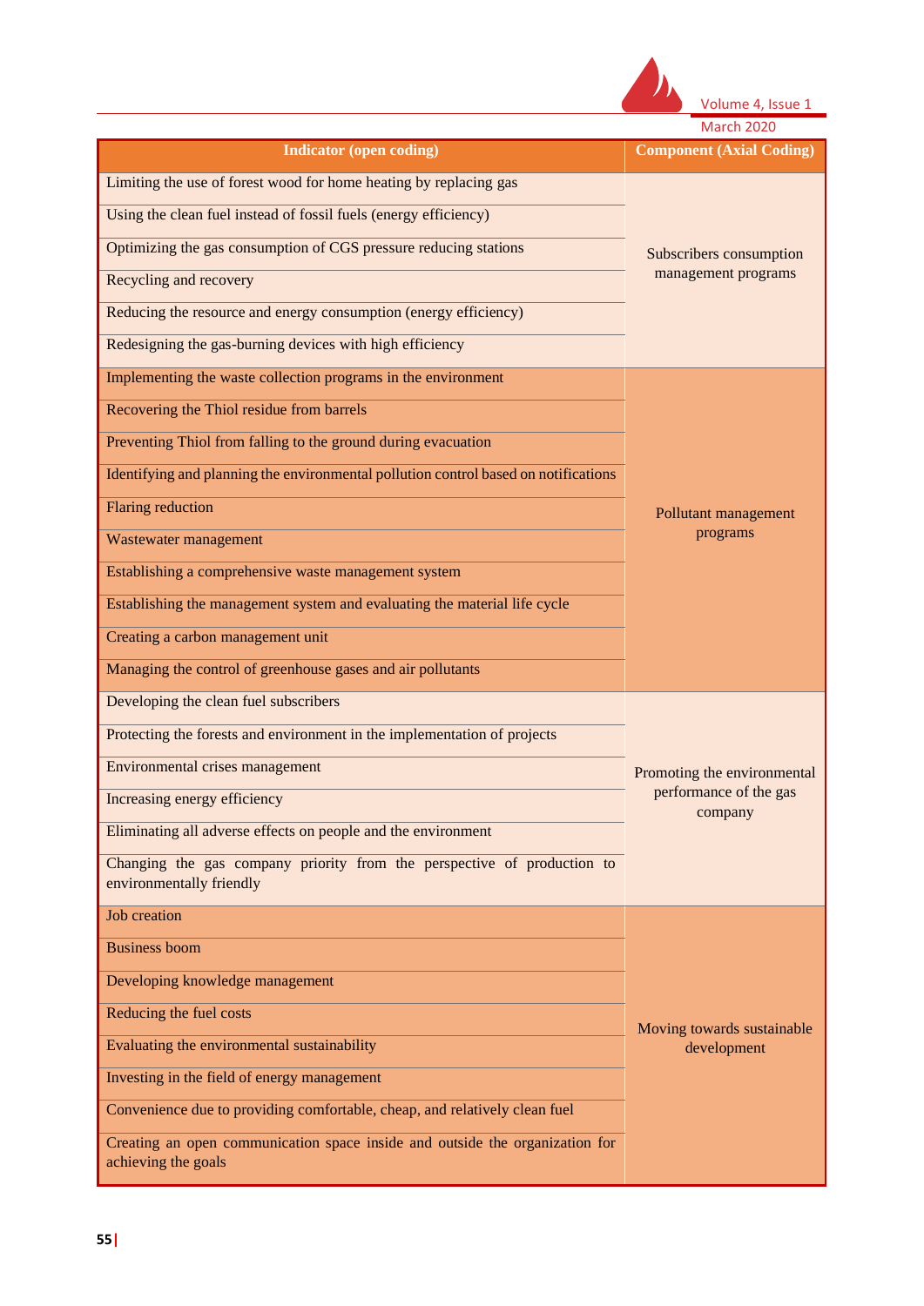| Indicator (open coding) | Component (Axial Coding) |
|---|---|
| Limiting the use of forest wood for home heating by replacing gas | Subscribers consumption management programs |
| Using the clean fuel instead of fossil fuels (energy efficiency) | |
| Optimizing the gas consumption of CGS pressure reducing stations | |
| Recycling and recovery | |
| Reducing the resource and energy consumption (energy efficiency) | |
| Redesigning the gas-burning devices with high efficiency | |
| Implementing the waste collection programs in the environment | Pollutant management programs |
| Recovering the Thiol residue from barrels | |
| Preventing Thiol from falling to the ground during evacuation | |
| Identifying and planning the environmental pollution control based on notifications | |
| Flaring reduction | |
| Wastewater management | |
| Establishing a comprehensive waste management system | |
| Establishing the management system and evaluating the material life cycle | |
| Creating a carbon management unit | |
| Managing the control of greenhouse gases and air pollutants | |
| Developing the clean fuel subscribers | Promoting the environmental performance of the gas company |
| Protecting the forests and environment in the implementation of projects | |
| Environmental crises management | |
| Increasing energy efficiency | |
| Eliminating all adverse effects on people and the environment | |
| Changing the gas company priority from the perspective of production to environmentally friendly | |
| Job creation | Moving towards sustainable development |
| Business boom | |
| Developing knowledge management | |
| Reducing the fuel costs | |
| Evaluating the environmental sustainability | |
| Investing in the field of energy management | |
| Convenience due to providing comfortable, cheap, and relatively clean fuel | |
| Creating an open communication space inside and outside the organization for achieving the goals | |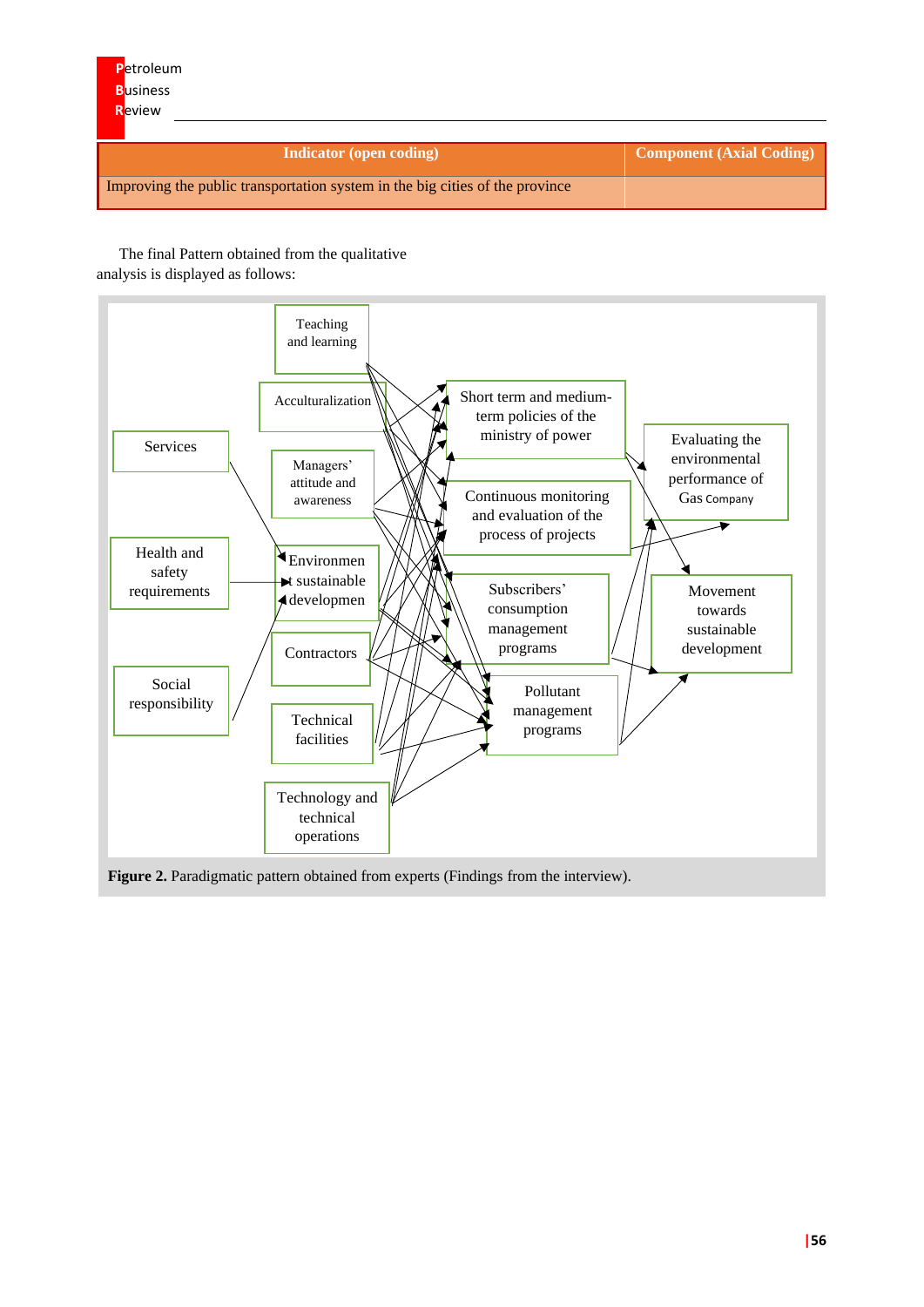| Indicator (open coding) | Component (Axial Coding) |
|---|---|
| Improving the public transportation system in the big cities of the province | |

The final Pattern obtained from the qualitative analysis is displayed as follows:

Teaching and learning

Acculturalization

Services

Managers' attitude and awareness

Health and safety requirements

Environment sustainable development

Contractors

Social responsibility

Technical facilities

Technology and technical operations

Short term and medium-term policies of the ministry of power

Continuous monitoring and evaluation of the process of projects

Subscribers' consumption management programs

Pollutant management programs

Evaluating the environmental performance of Gas Company

Movement towards sustainable development

**Figure 2.** Paradigmatic pattern obtained from experts (Findings from the interview).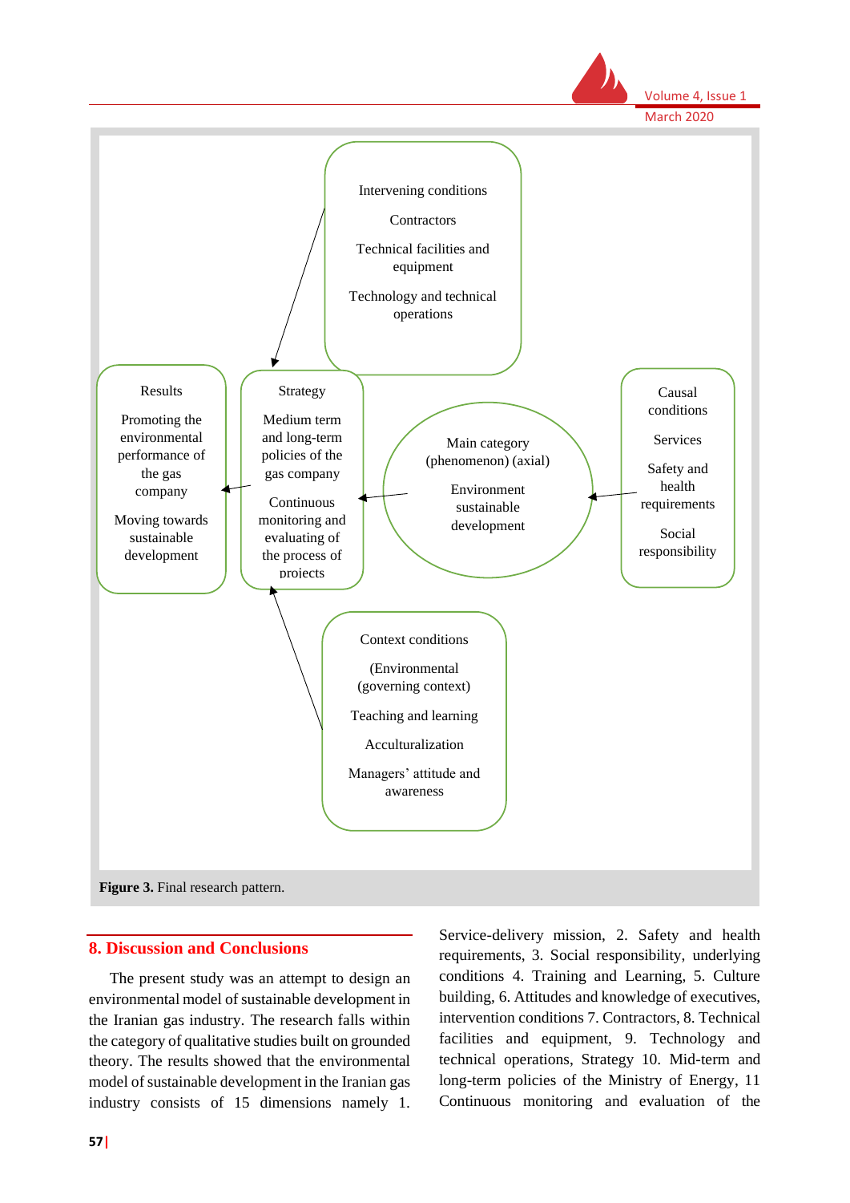Intervening conditions

Contractors

Technical facilities and equipment

Technology and technical operations

Results

Promoting the environmental performance of the gas company

Moving towards sustainable development

Strategy

Medium term and long-term policies of the gas company

Continuous monitoring and evaluating of the process of projects

Main category (phenomenon) (axial)

Environment sustainable development

Causal conditions

Services

Safety and health requirements

Social responsibility

Context conditions

(Environmental (governing context)

Teaching and learning

Acculturalization

Managers' attitude and awareness

**Figure 3.** Final research pattern.

## 8. Discussion and Conclusions

The present study was an attempt to design an environmental model of sustainable development in the Iranian gas industry. The research falls within the category of qualitative studies built on grounded theory. The results showed that the environmental model of sustainable development in the Iranian gas industry consists of 15 dimensions namely 1. Service-delivery mission, 2. Safety and health requirements, 3. Social responsibility, underlying conditions 4. Training and Learning, 5. Culture building, 6. Attitudes and knowledge of executives, intervention conditions 7. Contractors, 8. Technical facilities and equipment, 9. Technology and technical operations, Strategy 10. Mid-term and long-term policies of the Ministry of Energy, 11 Continuous monitoring and evaluation of the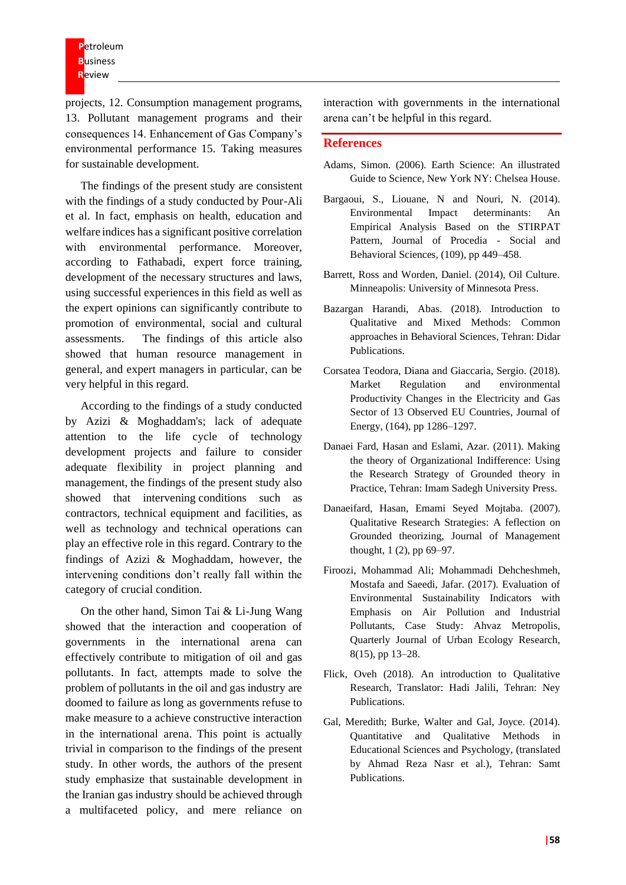projects, 12. Consumption management programs, 13. Pollutant management programs and their consequences 14. Enhancement of Gas Company's environmental performance 15. Taking measures for sustainable development.

The findings of the present study are consistent with the findings of a study conducted by Pour-Ali et al. In fact, emphasis on health, education and welfare indices has a significant positive correlation with environmental performance. Moreover, according to Fathabadi, expert force training, development of the necessary structures and laws, using successful experiences in this field as well as the expert opinions can significantly contribute to promotion of environmental, social and cultural assessments. The findings of this article also showed that human resource management in general, and expert managers in particular, can be very helpful in this regard.

According to the findings of a study conducted by Azizi & Moghaddam's; lack of adequate attention to the life cycle of technology development projects and failure to consider adequate flexibility in project planning and management, the findings of the present study also showed that intervening conditions such as contractors, technical equipment and facilities, as well as technology and technical operations can play an effective role in this regard. Contrary to the findings of Azizi & Moghaddam, however, the intervening conditions don't really fall within the category of crucial condition.

On the other hand, Simon Tai & Li-Jung Wang showed that the interaction and cooperation of governments in the international arena can effectively contribute to mitigation of oil and gas pollutants. In fact, attempts made to solve the problem of pollutants in the oil and gas industry are doomed to failure as long as governments refuse to make measure to a achieve constructive interaction in the international arena. This point is actually trivial in comparison to the findings of the present study. In other words, the authors of the present study emphasize that sustainable development in the Iranian gas industry should be achieved through a multifaceted policy, and mere reliance on interaction with governments in the international arena can't be helpful in this regard.

## References

Adams, Simon. (2006). Earth Science: An illustrated Guide to Science, New York NY: Chelsea House.

Bargaoui, S., Liouane, N and Nouri, N. (2014). Environmental Impact determinants: An Empirical Analysis Based on the STIRPAT Pattern, Journal of Procedia - Social and Behavioral Sciences, (109), pp 449–458.

Barrett, Ross and Worden, Daniel. (2014), Oil Culture. Minneapolis: University of Minnesota Press.

Bazargan Harandi, Abas. (2018). Introduction to Qualitative and Mixed Methods: Common approaches in Behavioral Sciences, Tehran: Didar Publications.

Corsatea Teodora, Diana and Giaccaria, Sergio. (2018). Market Regulation and environmental Productivity Changes in the Electricity and Gas Sector of 13 Observed EU Countries, Journal of Energy, (164), pp 1286–1297.

Danaei Fard, Hasan and Eslami, Azar. (2011). Making the theory of Organizational Indifference: Using the Research Strategy of Grounded theory in Practice, Tehran: Imam Sadegh University Press.

Danaeifard, Hasan, Emami Seyed Mojtaba. (2007). Qualitative Research Strategies: A feflection on Grounded theorizing, Journal of Management thought, 1 (2), pp 69–97.

Firoozi, Mohammad Ali; Mohammadi Dehcheshmeh, Mostafa and Saeedi, Jafar. (2017). Evaluation of Environmental Sustainability Indicators with Emphasis on Air Pollution and Industrial Pollutants, Case Study: Ahvaz Metropolis, Quarterly Journal of Urban Ecology Research, 8(15), pp 13–28.

Flick, Oveh (2018). An introduction to Qualitative Research, Translator: Hadi Jalili, Tehran: Ney Publications.

Gal, Meredith; Burke, Walter and Gal, Joyce. (2014). Quantitative and Qualitative Methods in Educational Sciences and Psychology, (translated by Ahmad Reza Nasr et al.), Tehran: Samt Publications.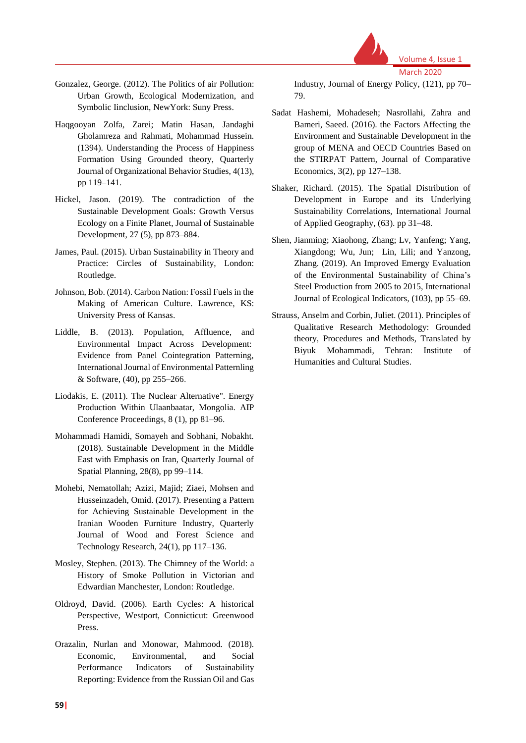Gonzalez, George. (2012). The Politics of air Pollution: Urban Growth, Ecological Modernization, and Symbolic Iinclusion, NewYork: Suny Press.

Haqgooyan Zolfa, Zarei; Matin Hasan, Jandaghi Gholamreza and Rahmati, Mohammad Hussein. (1394). Understanding the Process of Happiness Formation Using Grounded theory, Quarterly Journal of Organizational Behavior Studies, 4(13), pp 119–141.

Hickel, Jason. (2019). The contradiction of the Sustainable Development Goals: Growth Versus Ecology on a Finite Planet, Journal of Sustainable Development, 27 (5), pp 873–884.

James, Paul. (2015). Urban Sustainability in Theory and Practice: Circles of Sustainability, London: Routledge.

Johnson, Bob. (2014). Carbon Nation: Fossil Fuels in the Making of American Culture. Lawrence, KS: University Press of Kansas.

Liddle, B. (2013). Population, Affluence, and Environmental Impact Across Development: Evidence from Panel Cointegration Patterning, International Journal of Environmental Patternling & Software, (40), pp 255–266.

Liodakis, E. (2011). The Nuclear Alternative". Energy Production Within Ulaanbaatar, Mongolia. AIP Conference Proceedings, 8 (1), pp 81–96.

Mohammadi Hamidi, Somayeh and Sobhani, Nobakht. (2018). Sustainable Development in the Middle East with Emphasis on Iran, Quarterly Journal of Spatial Planning, 28(8), pp 99–114.

Mohebi, Nematollah; Azizi, Majid; Ziaei, Mohsen and Husseinzadeh, Omid. (2017). Presenting a Pattern for Achieving Sustainable Development in the Iranian Wooden Furniture Industry, Quarterly Journal of Wood and Forest Science and Technology Research, 24(1), pp 117–136.

Mosley, Stephen. (2013). The Chimney of the World: a History of Smoke Pollution in Victorian and Edwardian Manchester, London: Routledge.

Oldroyd, David. (2006). Earth Cycles: A historical Perspective, Westport, Connicticut: Greenwood Press.

Orazalin, Nurlan and Monowar, Mahmood. (2018). Economic, Environmental, and Social Performance Indicators of Sustainability Reporting: Evidence from the Russian Oil and Gas Industry, Journal of Energy Policy, (121), pp 70–79.

Sadat Hashemi, Mohadeseh; Nasrollahi, Zahra and Bameri, Saeed. (2016). the Factors Affecting the Environment and Sustainable Development in the group of MENA and OECD Countries Based on the STIRPAT Pattern, Journal of Comparative Economics, 3(2), pp 127–138.

Shaker, Richard. (2015). The Spatial Distribution of Development in Europe and its Underlying Sustainability Correlations, International Journal of Applied Geography, (63). pp 31–48.

Shen, Jianming; Xiaohong, Zhang; Lv, Yanfeng; Yang, Xiangdong; Wu, Jun; Lin, Lili; and Yanzong, Zhang. (2019). An Improved Emergy Evaluation of the Environmental Sustainability of China's Steel Production from 2005 to 2015, International Journal of Ecological Indicators, (103), pp 55–69.

Strauss, Anselm and Corbin, Juliet. (2011). Principles of Qualitative Research Methodology: Grounded theory, Procedures and Methods, Translated by Biyuk Mohammadi, Tehran: Institute of Humanities and Cultural Studies.